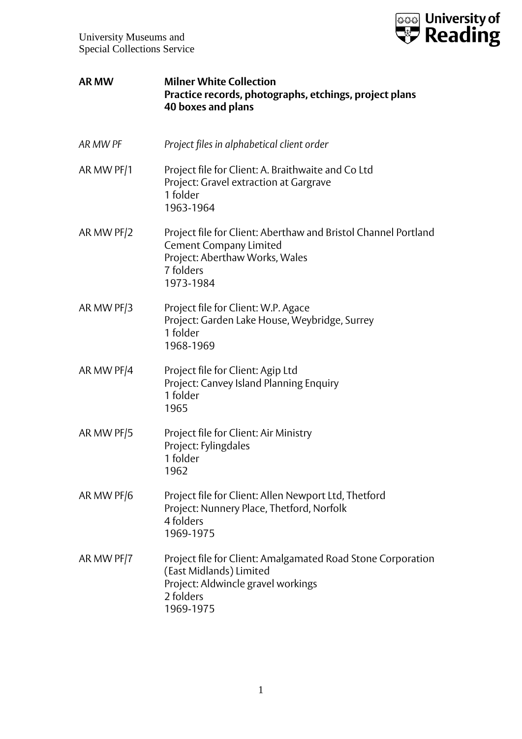University Museums and
Special Collections Service

**AR MW** **Milner White Collection**
**Practice records, photographs, etchings, project plans**
**40 boxes and plans**

*AR MW PF* *Project files in alphabetical client order*

AR MW PF/1
Project file for Client: A. Braithwaite and Co Ltd
Project: Gravel extraction at Gargrave
1 folder
1963-1964

AR MW PF/2
Project file for Client: Aberthaw and Bristol Channel Portland Cement Company Limited
Project: Aberthaw Works, Wales
7 folders
1973-1984

AR MW PF/3
Project file for Client: W.P. Agace
Project: Garden Lake House, Weybridge, Surrey
1 folder
1968-1969

AR MW PF/4
Project file for Client: Agip Ltd
Project: Canvey Island Planning Enquiry
1 folder
1965

AR MW PF/5
Project file for Client: Air Ministry
Project: Fylingdales
1 folder
1962

AR MW PF/6
Project file for Client: Allen Newport Ltd, Thetford
Project: Nunnery Place, Thetford, Norfolk
4 folders
1969-1975

AR MW PF/7
Project file for Client: Amalgamated Road Stone Corporation (East Midlands) Limited
Project: Aldwincle gravel workings
2 folders
1969-1975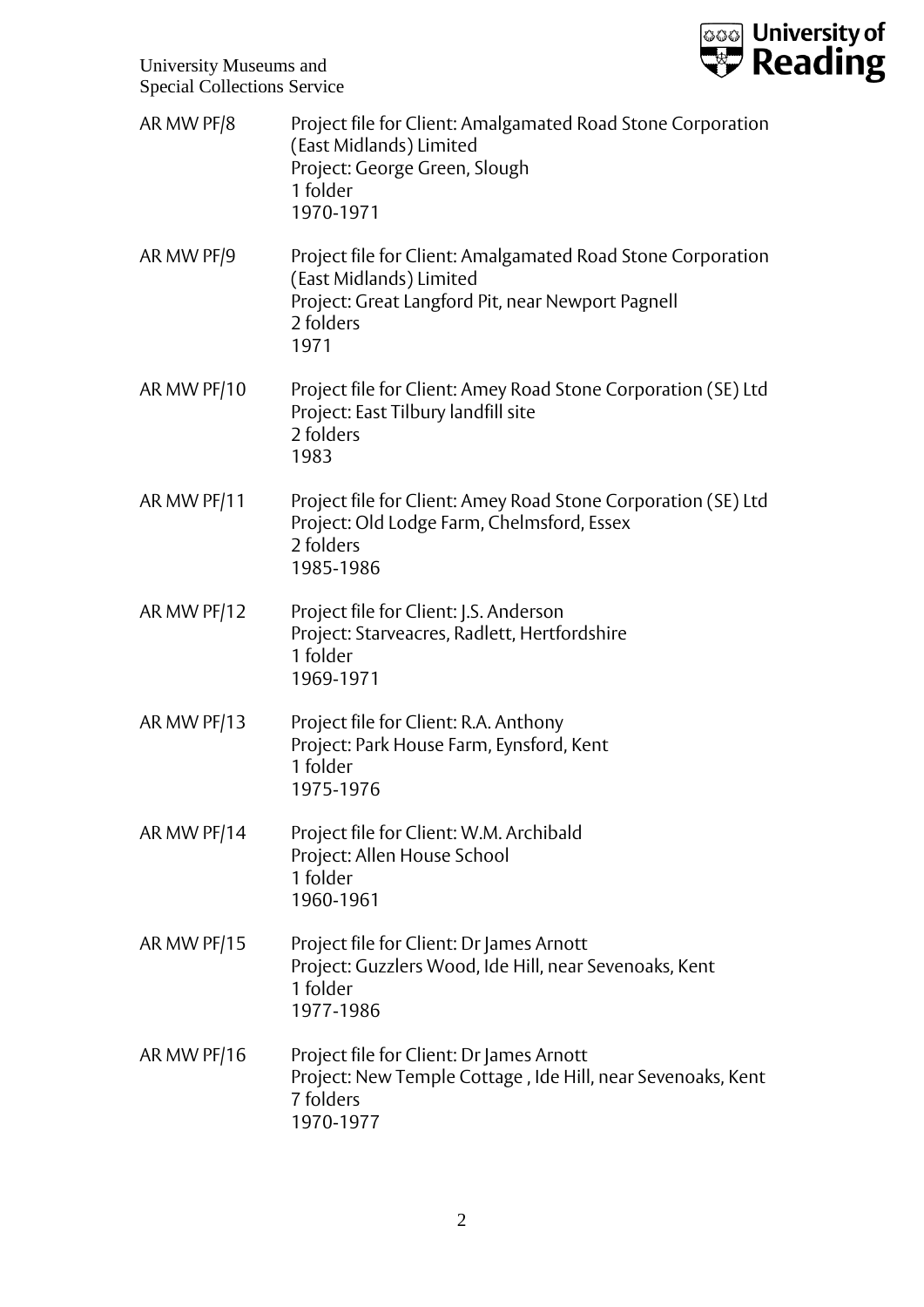| | |
|---|---|
| AR MW PF/8 | Project file for Client: Amalgamated Road Stone Corporation (East Midlands) Limited<br>Project: George Green, Slough<br>1 folder<br>1970-1971 |
| AR MW PF/9 | Project file for Client: Amalgamated Road Stone Corporation (East Midlands) Limited<br>Project: Great Langford Pit, near Newport Pagnell<br>2 folders<br>1971 |
| AR MW PF/10 | Project file for Client: Amey Road Stone Corporation (SE) Ltd<br>Project: East Tilbury landfill site<br>2 folders<br>1983 |
| AR MW PF/11 | Project file for Client: Amey Road Stone Corporation (SE) Ltd<br>Project: Old Lodge Farm, Chelmsford, Essex<br>2 folders<br>1985-1986 |
| AR MW PF/12 | Project file for Client: J.S. Anderson<br>Project: Starveacres, Radlett, Hertfordshire<br>1 folder<br>1969-1971 |
| AR MW PF/13 | Project file for Client: R.A. Anthony<br>Project: Park House Farm, Eynsford, Kent<br>1 folder<br>1975-1976 |
| AR MW PF/14 | Project file for Client: W.M. Archibald<br>Project: Allen House School<br>1 folder<br>1960-1961 |
| AR MW PF/15 | Project file for Client: Dr James Arnott<br>Project: Guzzlers Wood, Ide Hill, near Sevenoaks, Kent<br>1 folder<br>1977-1986 |
| AR MW PF/16 | Project file for Client: Dr James Arnott<br>Project: New Temple Cottage , Ide Hill, near Sevenoaks, Kent<br>7 folders<br>1970-1977 |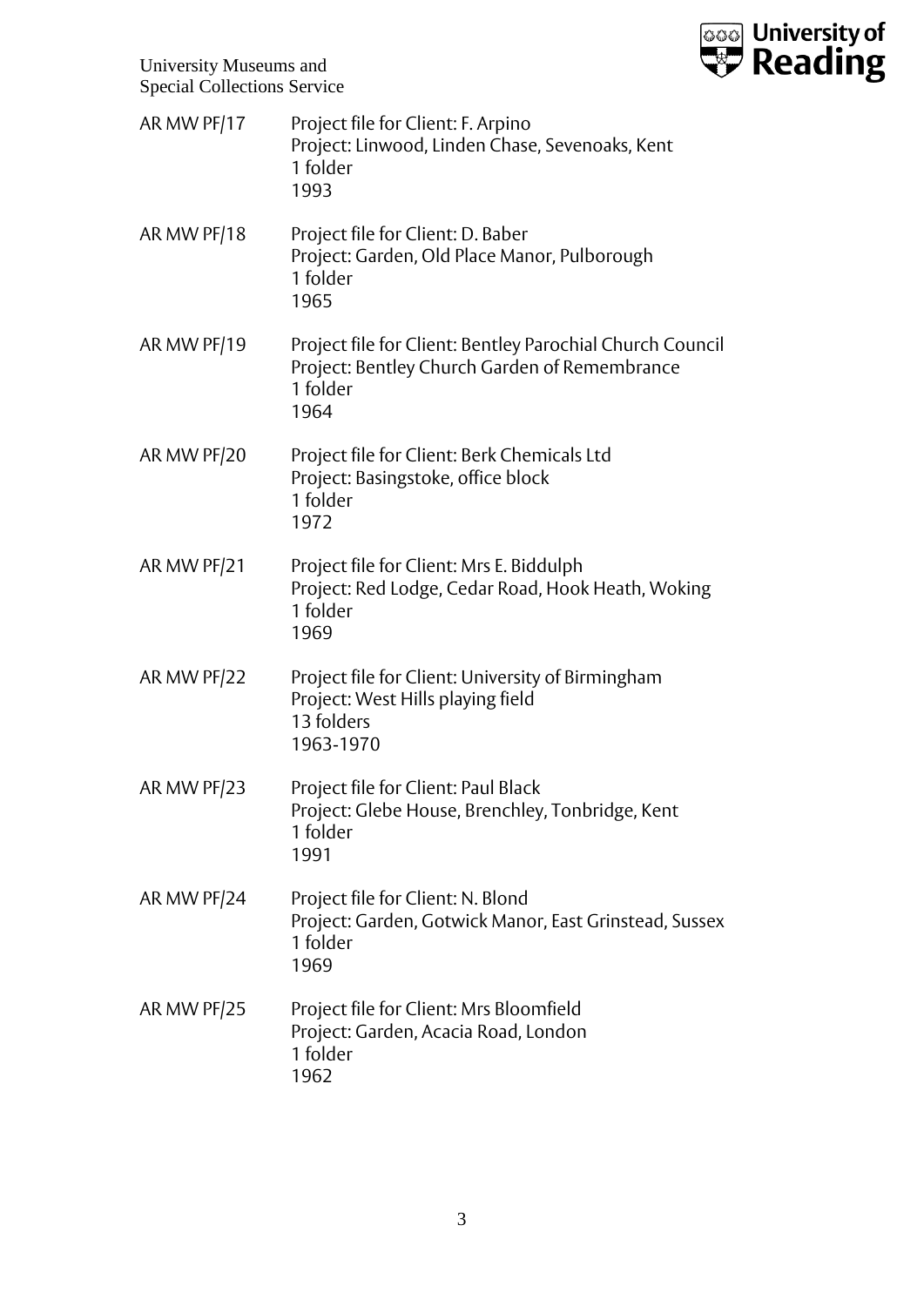AR MW PF/17 Project file for Client: F. Arpino
Project: Linwood, Linden Chase, Sevenoaks, Kent
1 folder
1993

AR MW PF/18 Project file for Client: D. Baber
Project: Garden, Old Place Manor, Pulborough
1 folder
1965

AR MW PF/19 Project file for Client: Bentley Parochial Church Council
Project: Bentley Church Garden of Remembrance
1 folder
1964

AR MW PF/20 Project file for Client: Berk Chemicals Ltd
Project: Basingstoke, office block
1 folder
1972

AR MW PF/21 Project file for Client: Mrs E. Biddulph
Project: Red Lodge, Cedar Road, Hook Heath, Woking
1 folder
1969

AR MW PF/22 Project file for Client: University of Birmingham
Project: West Hills playing field
13 folders
1963-1970

AR MW PF/23 Project file for Client: Paul Black
Project: Glebe House, Brenchley, Tonbridge, Kent
1 folder
1991

AR MW PF/24 Project file for Client: N. Blond
Project: Garden, Gotwick Manor, East Grinstead, Sussex
1 folder
1969

AR MW PF/25 Project file for Client: Mrs Bloomfield
Project: Garden, Acacia Road, London
1 folder
1962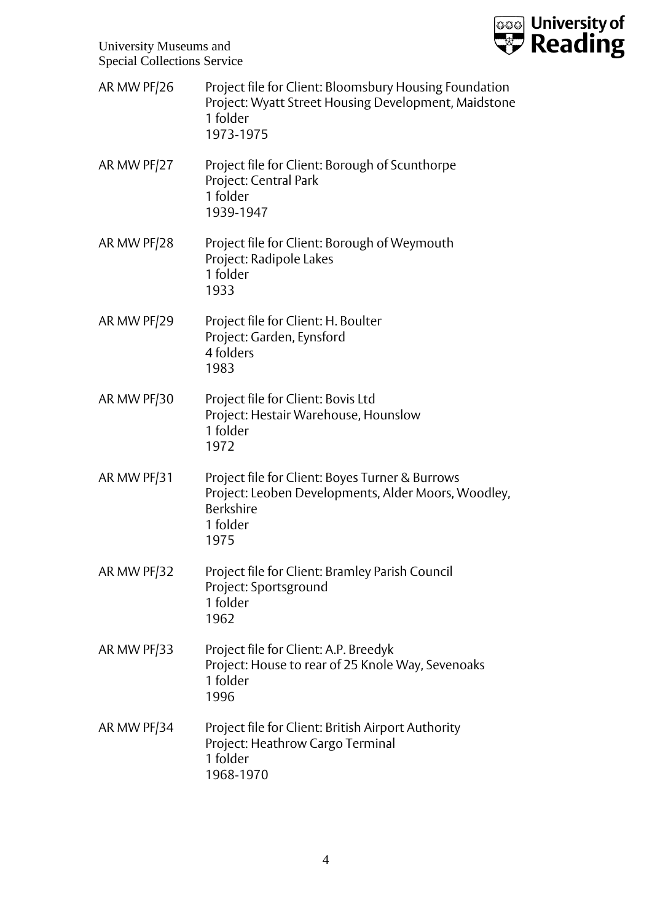| | |
|---|---|
| AR MW PF/26 | Project file for Client: Bloomsbury Housing Foundation<br>Project: Wyatt Street Housing Development, Maidstone<br>1 folder<br>1973-1975 |
| AR MW PF/27 | Project file for Client: Borough of Scunthorpe<br>Project: Central Park<br>1 folder<br>1939-1947 |
| AR MW PF/28 | Project file for Client: Borough of Weymouth<br>Project: Radipole Lakes<br>1 folder<br>1933 |
| AR MW PF/29 | Project file for Client: H. Boulter<br>Project: Garden, Eynsford<br>4 folders<br>1983 |
| AR MW PF/30 | Project file for Client: Bovis Ltd<br>Project: Hestair Warehouse, Hounslow<br>1 folder<br>1972 |
| AR MW PF/31 | Project file for Client: Boyes Turner & Burrows<br>Project: Leoben Developments, Alder Moors, Woodley, Berkshire<br>1 folder<br>1975 |
| AR MW PF/32 | Project file for Client: Bramley Parish Council<br>Project: Sportsground<br>1 folder<br>1962 |
| AR MW PF/33 | Project file for Client: A.P. Breedyk<br>Project: House to rear of 25 Knole Way, Sevenoaks<br>1 folder<br>1996 |
| AR MW PF/34 | Project file for Client: British Airport Authority<br>Project: Heathrow Cargo Terminal<br>1 folder<br>1968-1970 |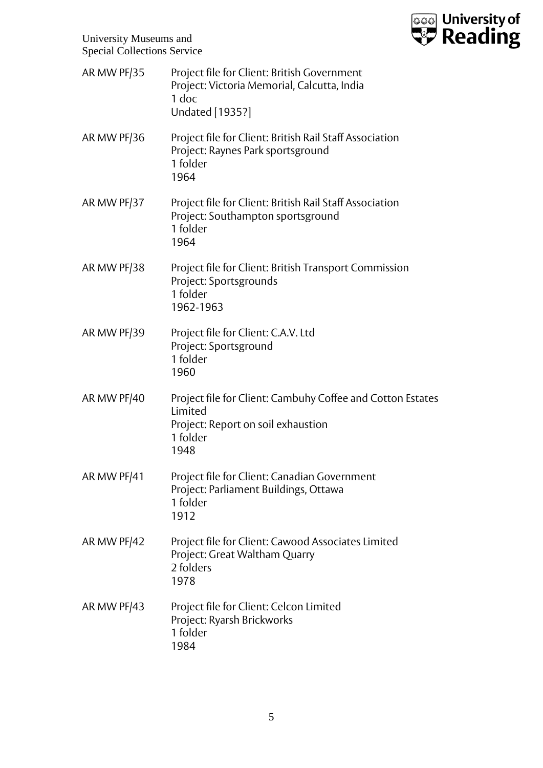| | |
|---|---|
| AR MW PF/35 | Project file for Client: British Government<br>Project: Victoria Memorial, Calcutta, India<br>1 doc<br>Undated [1935?] |
| AR MW PF/36 | Project file for Client: British Rail Staff Association<br>Project: Raynes Park sportsground<br>1 folder<br>1964 |
| AR MW PF/37 | Project file for Client: British Rail Staff Association<br>Project: Southampton sportsground<br>1 folder<br>1964 |
| AR MW PF/38 | Project file for Client: British Transport Commission<br>Project: Sportsgrounds<br>1 folder<br>1962-1963 |
| AR MW PF/39 | Project file for Client: C.A.V. Ltd<br>Project: Sportsground<br>1 folder<br>1960 |
| AR MW PF/40 | Project file for Client: Cambuhy Coffee and Cotton Estates Limited<br>Project: Report on soil exhaustion<br>1 folder<br>1948 |
| AR MW PF/41 | Project file for Client: Canadian Government<br>Project: Parliament Buildings, Ottawa<br>1 folder<br>1912 |
| AR MW PF/42 | Project file for Client: Cawood Associates Limited<br>Project: Great Waltham Quarry<br>2 folders<br>1978 |
| AR MW PF/43 | Project file for Client: Celcon Limited<br>Project: Ryarsh Brickworks<br>1 folder<br>1984 |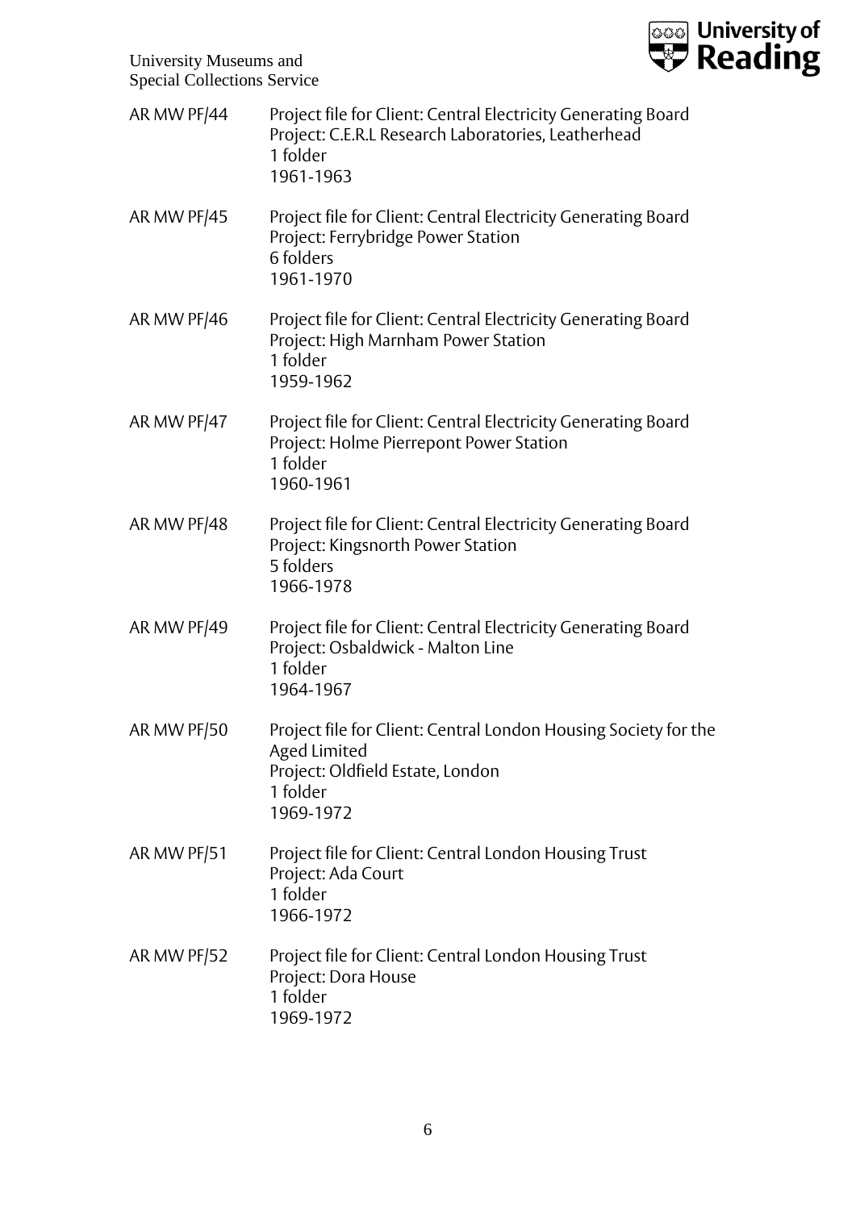AR MW PF/44 Project file for Client: Central Electricity Generating Board
Project: C.E.R.L Research Laboratories, Leatherhead
1 folder
1961-1963

AR MW PF/45 Project file for Client: Central Electricity Generating Board
Project: Ferrybridge Power Station
6 folders
1961-1970

AR MW PF/46 Project file for Client: Central Electricity Generating Board
Project: High Marnham Power Station
1 folder
1959-1962

AR MW PF/47 Project file for Client: Central Electricity Generating Board
Project: Holme Pierrepont Power Station
1 folder
1960-1961

AR MW PF/48 Project file for Client: Central Electricity Generating Board
Project: Kingsnorth Power Station
5 folders
1966-1978

AR MW PF/49 Project file for Client: Central Electricity Generating Board
Project: Osbaldwick - Malton Line
1 folder
1964-1967

AR MW PF/50 Project file for Client: Central London Housing Society for the Aged Limited
Project: Oldfield Estate, London
1 folder
1969-1972

AR MW PF/51 Project file for Client: Central London Housing Trust
Project: Ada Court
1 folder
1966-1972

AR MW PF/52 Project file for Client: Central London Housing Trust
Project: Dora House
1 folder
1969-1972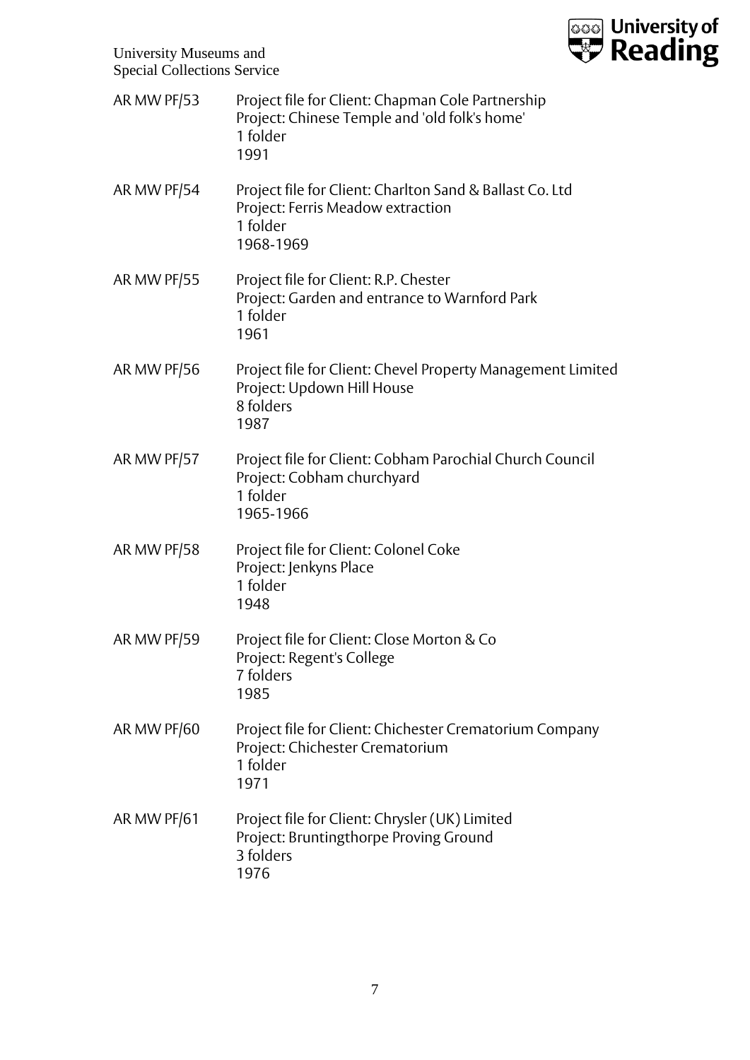AR MW PF/53 Project file for Client: Chapman Cole Partnership
Project: Chinese Temple and 'old folk's home'
1 folder
1991

AR MW PF/54 Project file for Client: Charlton Sand & Ballast Co. Ltd
Project: Ferris Meadow extraction
1 folder
1968-1969

AR MW PF/55 Project file for Client: R.P. Chester
Project: Garden and entrance to Warnford Park
1 folder
1961

AR MW PF/56 Project file for Client: Chevel Property Management Limited
Project: Updown Hill House
8 folders
1987

AR MW PF/57 Project file for Client: Cobham Parochial Church Council
Project: Cobham churchyard
1 folder
1965-1966

AR MW PF/58 Project file for Client: Colonel Coke
Project: Jenkyns Place
1 folder
1948

AR MW PF/59 Project file for Client: Close Morton & Co
Project: Regent's College
7 folders
1985

AR MW PF/60 Project file for Client: Chichester Crematorium Company
Project: Chichester Crematorium
1 folder
1971

AR MW PF/61 Project file for Client: Chrysler (UK) Limited
Project: Bruntingthorpe Proving Ground
3 folders
1976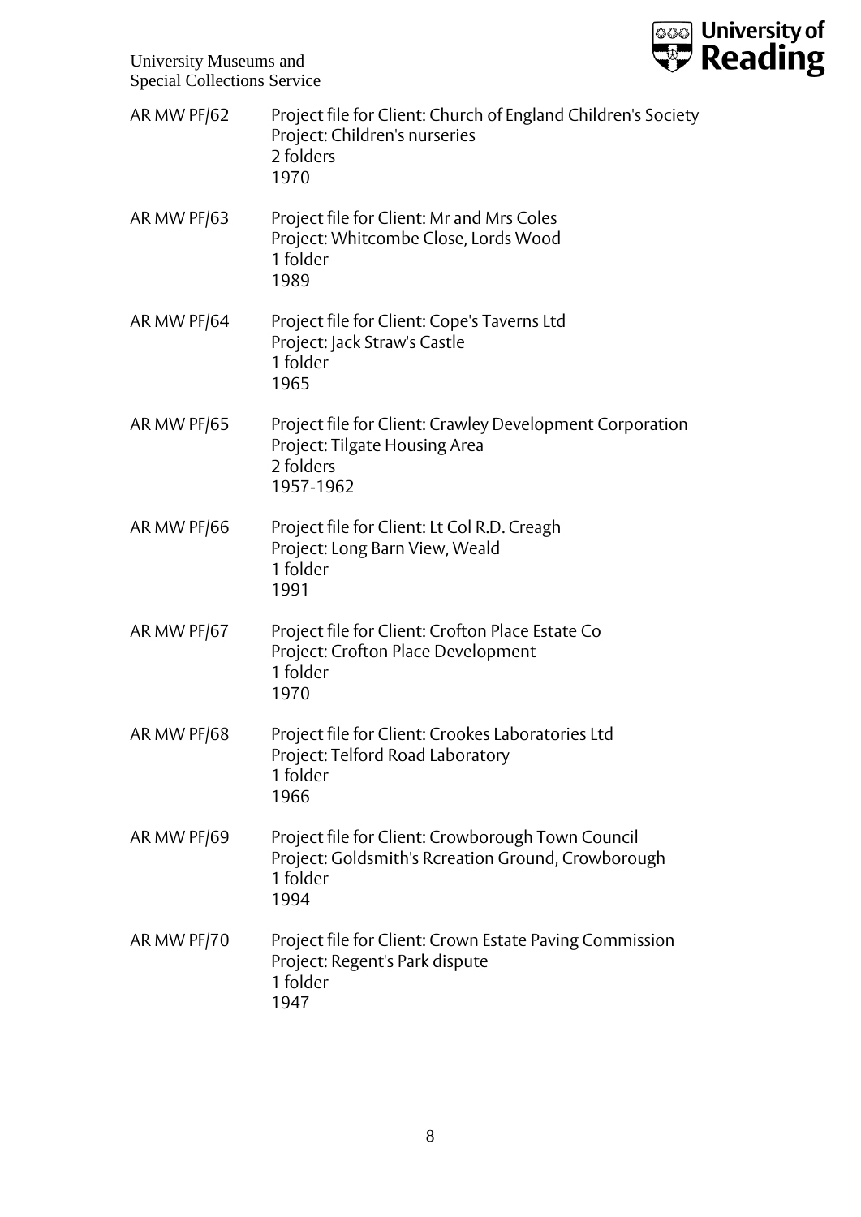| | |
|---|---|
| AR MW PF/62 | Project file for Client: Church of England Children's Society<br>Project: Children's nurseries<br>2 folders<br>1970 |
| AR MW PF/63 | Project file for Client: Mr and Mrs Coles<br>Project: Whitcombe Close, Lords Wood<br>1 folder<br>1989 |
| AR MW PF/64 | Project file for Client: Cope's Taverns Ltd<br>Project: Jack Straw's Castle<br>1 folder<br>1965 |
| AR MW PF/65 | Project file for Client: Crawley Development Corporation<br>Project: Tilgate Housing Area<br>2 folders<br>1957-1962 |
| AR MW PF/66 | Project file for Client: Lt Col R.D. Creagh<br>Project: Long Barn View, Weald<br>1 folder<br>1991 |
| AR MW PF/67 | Project file for Client: Crofton Place Estate Co<br>Project: Crofton Place Development<br>1 folder<br>1970 |
| AR MW PF/68 | Project file for Client: Crookes Laboratories Ltd<br>Project: Telford Road Laboratory<br>1 folder<br>1966 |
| AR MW PF/69 | Project file for Client: Crowborough Town Council<br>Project: Goldsmith's Rcreation Ground, Crowborough<br>1 folder<br>1994 |
| AR MW PF/70 | Project file for Client: Crown Estate Paving Commission<br>Project: Regent's Park dispute<br>1 folder<br>1947 |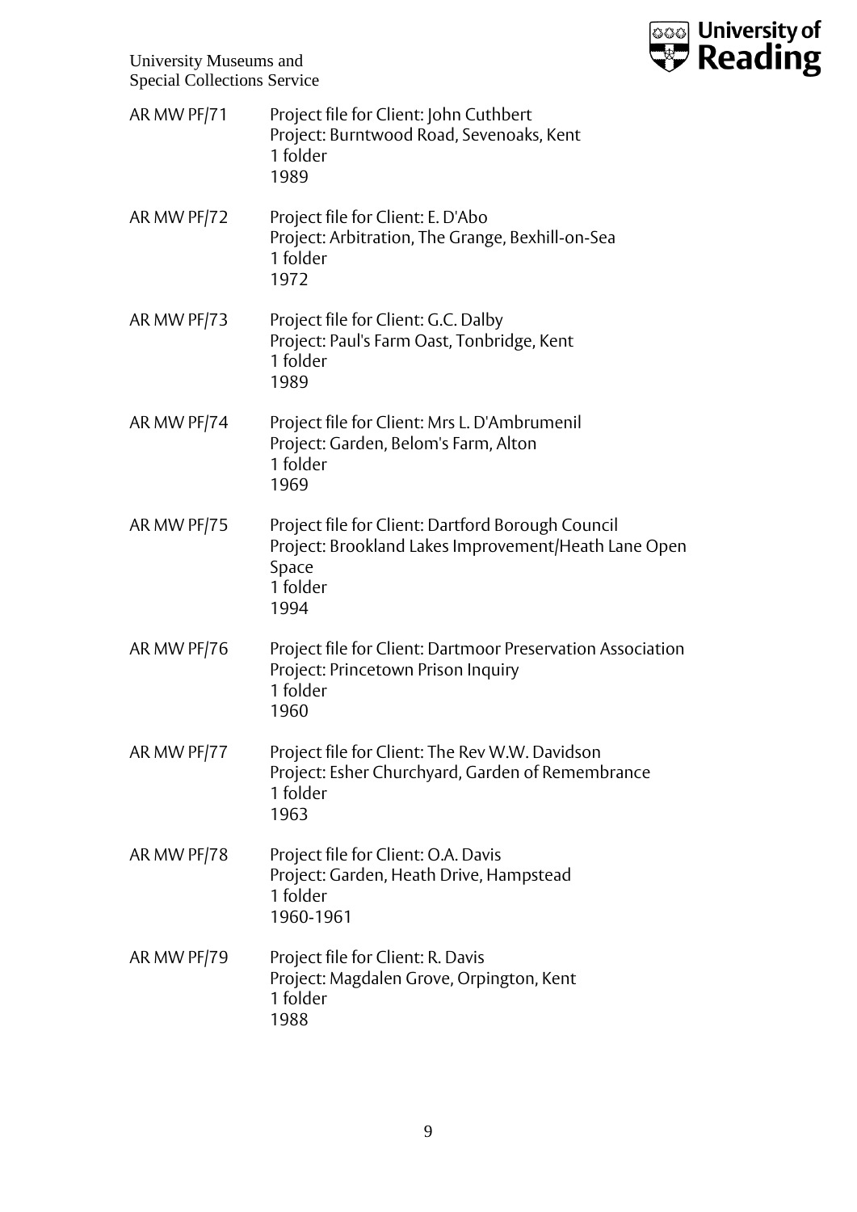AR MW PF/71 Project file for Client: John Cuthbert
Project: Burntwood Road, Sevenoaks, Kent
1 folder
1989

AR MW PF/72 Project file for Client: E. D'Abo
Project: Arbitration, The Grange, Bexhill-on-Sea
1 folder
1972

AR MW PF/73 Project file for Client: G.C. Dalby
Project: Paul's Farm Oast, Tonbridge, Kent
1 folder
1989

AR MW PF/74 Project file for Client: Mrs L. D'Ambrumenil
Project: Garden, Belom's Farm, Alton
1 folder
1969

AR MW PF/75 Project file for Client: Dartford Borough Council
Project: Brookland Lakes Improvement/Heath Lane Open Space
1 folder
1994

AR MW PF/76 Project file for Client: Dartmoor Preservation Association
Project: Princetown Prison Inquiry
1 folder
1960

AR MW PF/77 Project file for Client: The Rev W.W. Davidson
Project: Esher Churchyard, Garden of Remembrance
1 folder
1963

AR MW PF/78 Project file for Client: O.A. Davis
Project: Garden, Heath Drive, Hampstead
1 folder
1960-1961

AR MW PF/79 Project file for Client: R. Davis
Project: Magdalen Grove, Orpington, Kent
1 folder
1988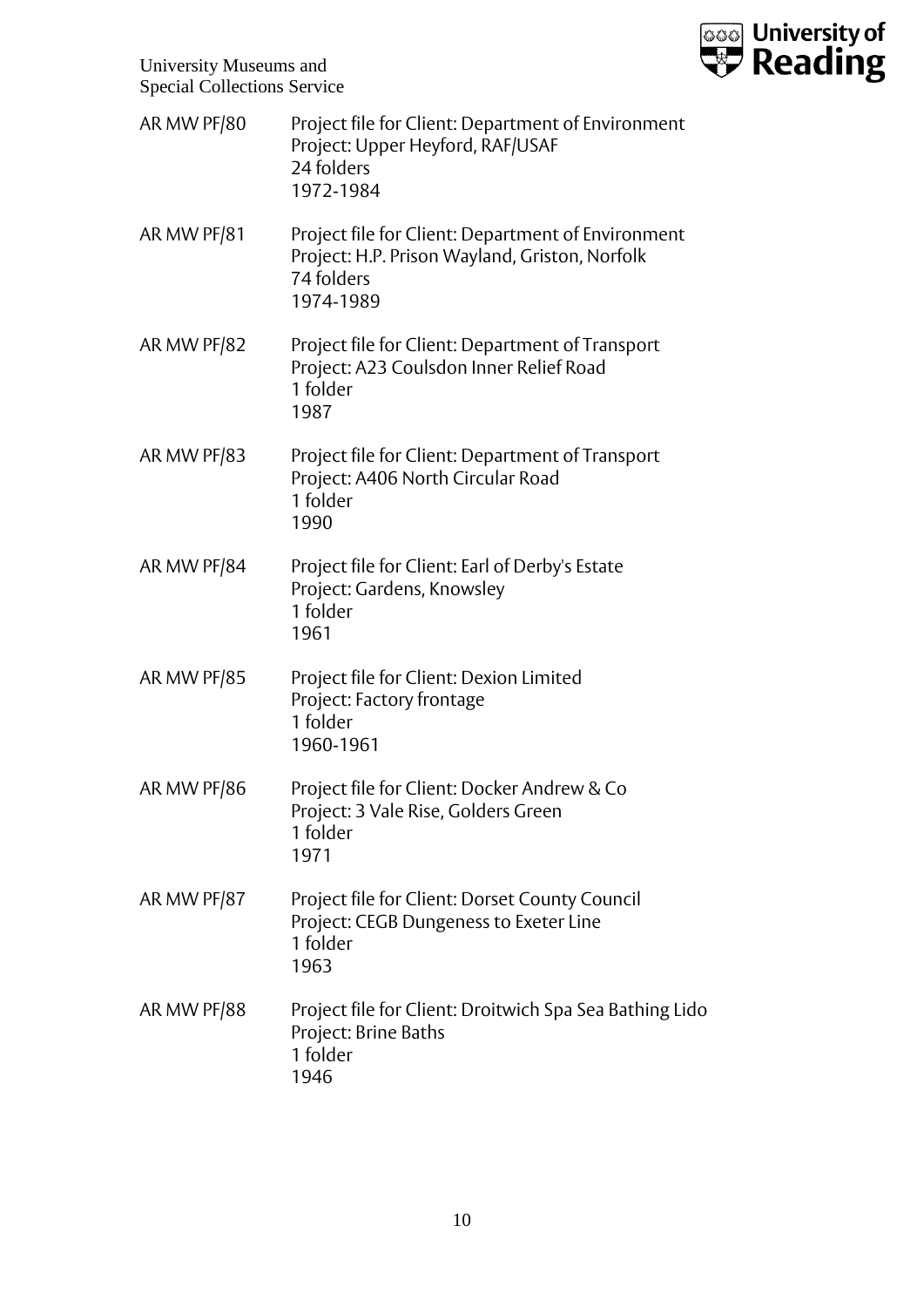| | |
|---|---|
| AR MW PF/80 | Project file for Client: Department of Environment<br>Project: Upper Heyford, RAF/USAF<br>24 folders<br>1972-1984 |
| AR MW PF/81 | Project file for Client: Department of Environment<br>Project: H.P. Prison Wayland, Griston, Norfolk<br>74 folders<br>1974-1989 |
| AR MW PF/82 | Project file for Client: Department of Transport<br>Project: A23 Coulsdon Inner Relief Road<br>1 folder<br>1987 |
| AR MW PF/83 | Project file for Client: Department of Transport<br>Project: A406 North Circular Road<br>1 folder<br>1990 |
| AR MW PF/84 | Project file for Client: Earl of Derby's Estate<br>Project: Gardens, Knowsley<br>1 folder<br>1961 |
| AR MW PF/85 | Project file for Client: Dexion Limited<br>Project: Factory frontage<br>1 folder<br>1960-1961 |
| AR MW PF/86 | Project file for Client: Docker Andrew & Co<br>Project: 3 Vale Rise, Golders Green<br>1 folder<br>1971 |
| AR MW PF/87 | Project file for Client: Dorset County Council<br>Project: CEGB Dungeness to Exeter Line<br>1 folder<br>1963 |
| AR MW PF/88 | Project file for Client: Droitwich Spa Sea Bathing Lido<br>Project: Brine Baths<br>1 folder<br>1946 |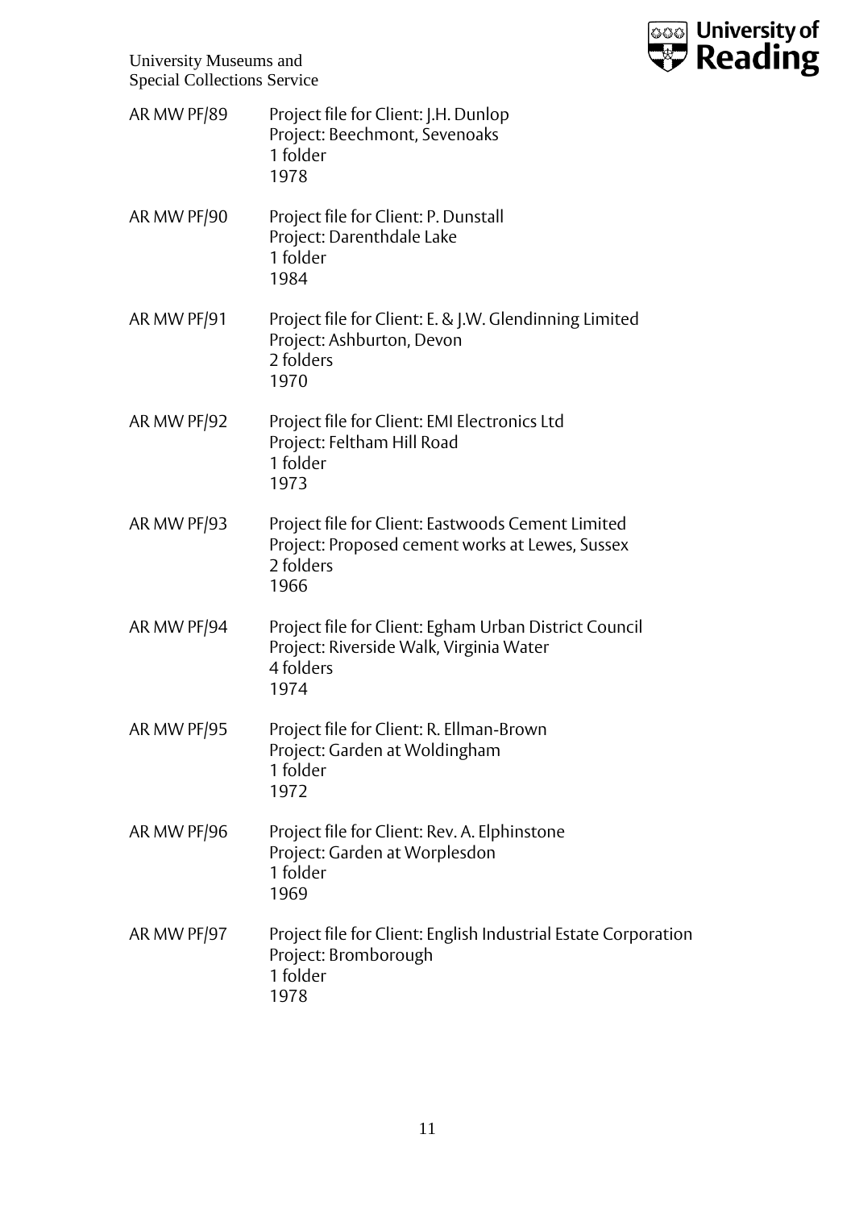AR MW PF/89 Project file for Client: J.H. Dunlop
Project: Beechmont, Sevenoaks
1 folder
1978

AR MW PF/90 Project file for Client: P. Dunstall
Project: Darenthdale Lake
1 folder
1984

AR MW PF/91 Project file for Client: E. & J.W. Glendinning Limited
Project: Ashburton, Devon
2 folders
1970

AR MW PF/92 Project file for Client: EMI Electronics Ltd
Project: Feltham Hill Road
1 folder
1973

AR MW PF/93 Project file for Client: Eastwoods Cement Limited
Project: Proposed cement works at Lewes, Sussex
2 folders
1966

AR MW PF/94 Project file for Client: Egham Urban District Council
Project: Riverside Walk, Virginia Water
4 folders
1974

AR MW PF/95 Project file for Client: R. Ellman-Brown
Project: Garden at Woldingham
1 folder
1972

AR MW PF/96 Project file for Client: Rev. A. Elphinstone
Project: Garden at Worplesdon
1 folder
1969

AR MW PF/97 Project file for Client: English Industrial Estate Corporation
Project: Bromborough
1 folder
1978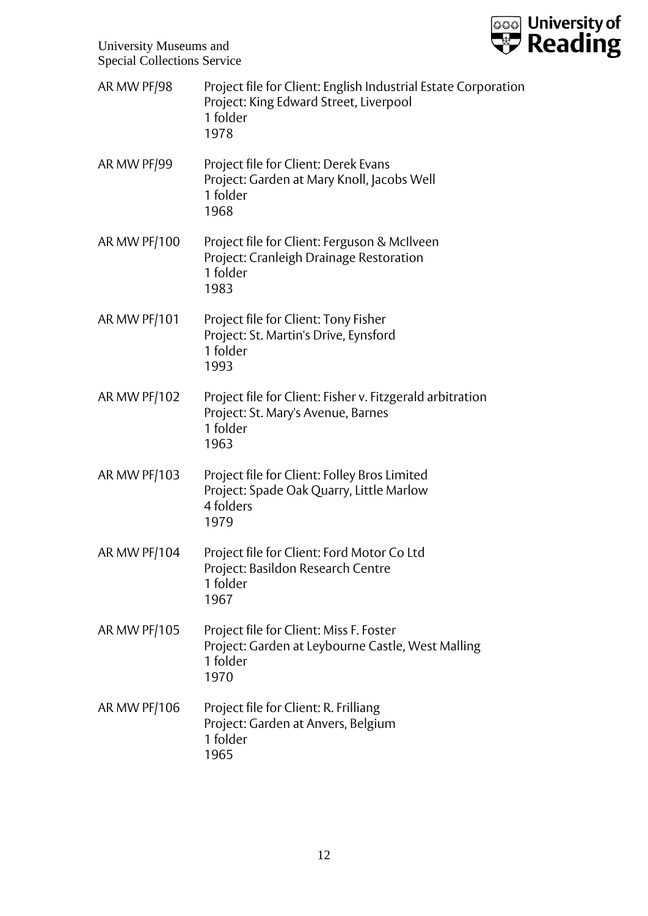AR MW PF/98 Project file for Client: English Industrial Estate Corporation
Project: King Edward Street, Liverpool
1 folder
1978

AR MW PF/99 Project file for Client: Derek Evans
Project: Garden at Mary Knoll, Jacobs Well
1 folder
1968

AR MW PF/100 Project file for Client: Ferguson & McIlveen
Project: Cranleigh Drainage Restoration
1 folder
1983

AR MW PF/101 Project file for Client: Tony Fisher
Project: St. Martin's Drive, Eynsford
1 folder
1993

AR MW PF/102 Project file for Client: Fisher v. Fitzgerald arbitration
Project: St. Mary's Avenue, Barnes
1 folder
1963

AR MW PF/103 Project file for Client: Folley Bros Limited
Project: Spade Oak Quarry, Little Marlow
4 folders
1979

AR MW PF/104 Project file for Client: Ford Motor Co Ltd
Project: Basildon Research Centre
1 folder
1967

AR MW PF/105 Project file for Client: Miss F. Foster
Project: Garden at Leybourne Castle, West Malling
1 folder
1970

AR MW PF/106 Project file for Client: R. Frilliang
Project: Garden at Anvers, Belgium
1 folder
1965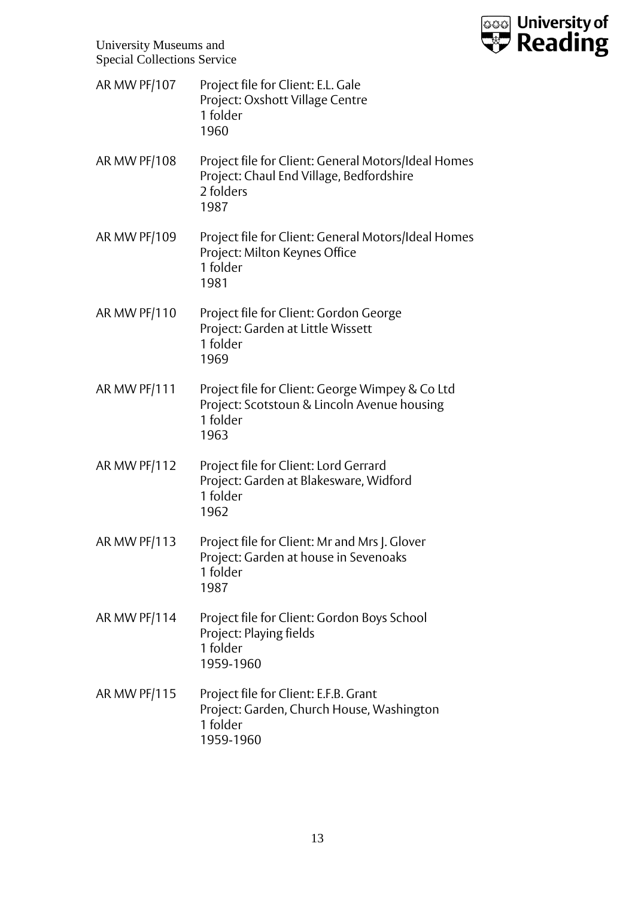AR MW PF/107 Project file for Client: E.L. Gale
Project: Oxshott Village Centre
1 folder
1960

AR MW PF/108 Project file for Client: General Motors/Ideal Homes
Project: Chaul End Village, Bedfordshire
2 folders
1987

AR MW PF/109 Project file for Client: General Motors/Ideal Homes
Project: Milton Keynes Office
1 folder
1981

AR MW PF/110 Project file for Client: Gordon George
Project: Garden at Little Wissett
1 folder
1969

AR MW PF/111 Project file for Client: George Wimpey & Co Ltd
Project: Scotstoun & Lincoln Avenue housing
1 folder
1963

AR MW PF/112 Project file for Client: Lord Gerrard
Project: Garden at Blakesware, Widford
1 folder
1962

AR MW PF/113 Project file for Client: Mr and Mrs J. Glover
Project: Garden at house in Sevenoaks
1 folder
1987

AR MW PF/114 Project file for Client: Gordon Boys School
Project: Playing fields
1 folder
1959-1960

AR MW PF/115 Project file for Client: E.F.B. Grant
Project: Garden, Church House, Washington
1 folder
1959-1960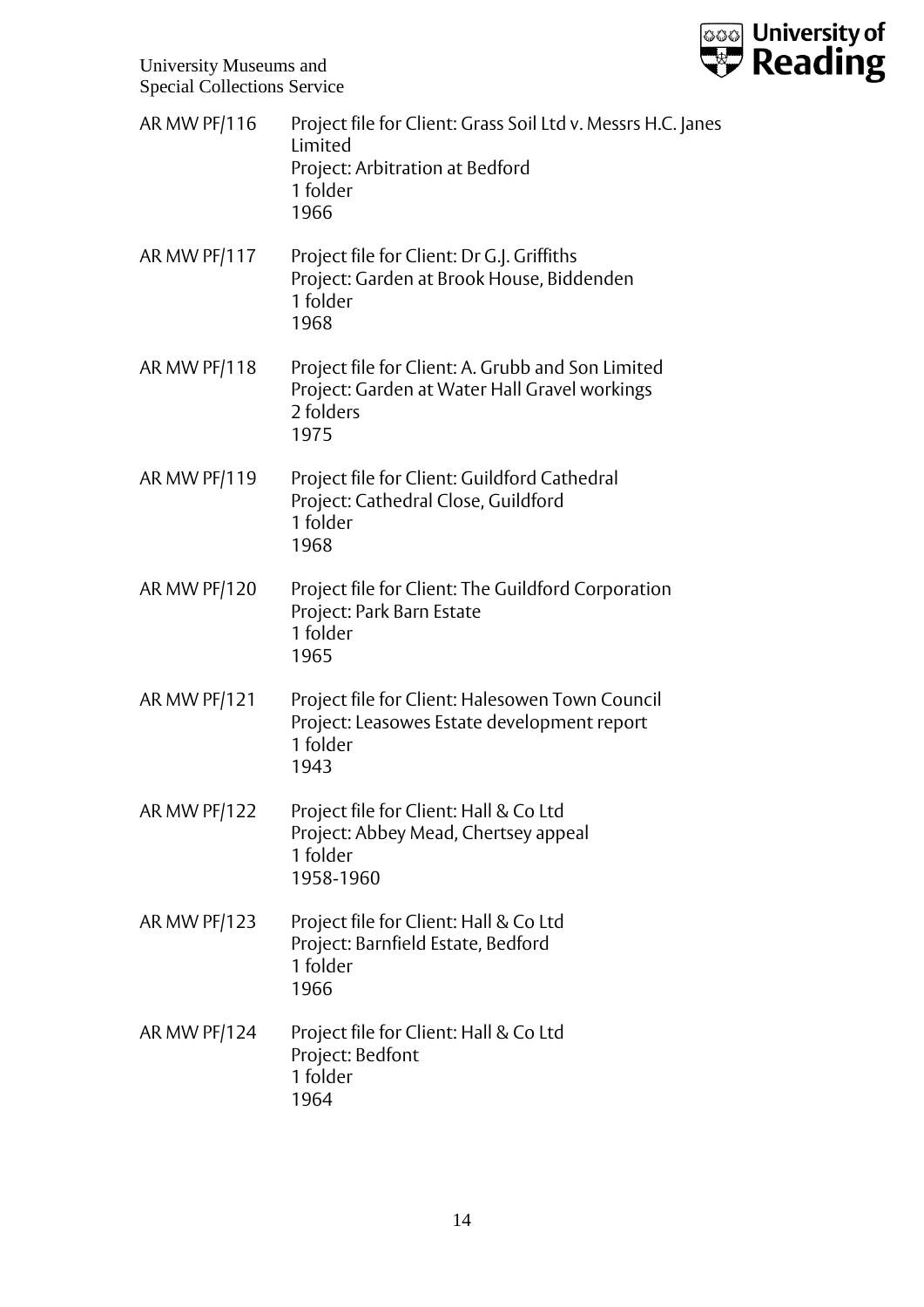AR MW PF/116 Project file for Client: Grass Soil Ltd v. Messrs H.C. Janes Limited
Project: Arbitration at Bedford
1 folder
1966

AR MW PF/117 Project file for Client: Dr G.J. Griffiths
Project: Garden at Brook House, Biddenden
1 folder
1968

AR MW PF/118 Project file for Client: A. Grubb and Son Limited
Project: Garden at Water Hall Gravel workings
2 folders
1975

AR MW PF/119 Project file for Client: Guildford Cathedral
Project: Cathedral Close, Guildford
1 folder
1968

AR MW PF/120 Project file for Client: The Guildford Corporation
Project: Park Barn Estate
1 folder
1965

AR MW PF/121 Project file for Client: Halesowen Town Council
Project: Leasowes Estate development report
1 folder
1943

AR MW PF/122 Project file for Client: Hall & Co Ltd
Project: Abbey Mead, Chertsey appeal
1 folder
1958-1960

AR MW PF/123 Project file for Client: Hall & Co Ltd
Project: Barnfield Estate, Bedford
1 folder
1966

AR MW PF/124 Project file for Client: Hall & Co Ltd
Project: Bedfont
1 folder
1964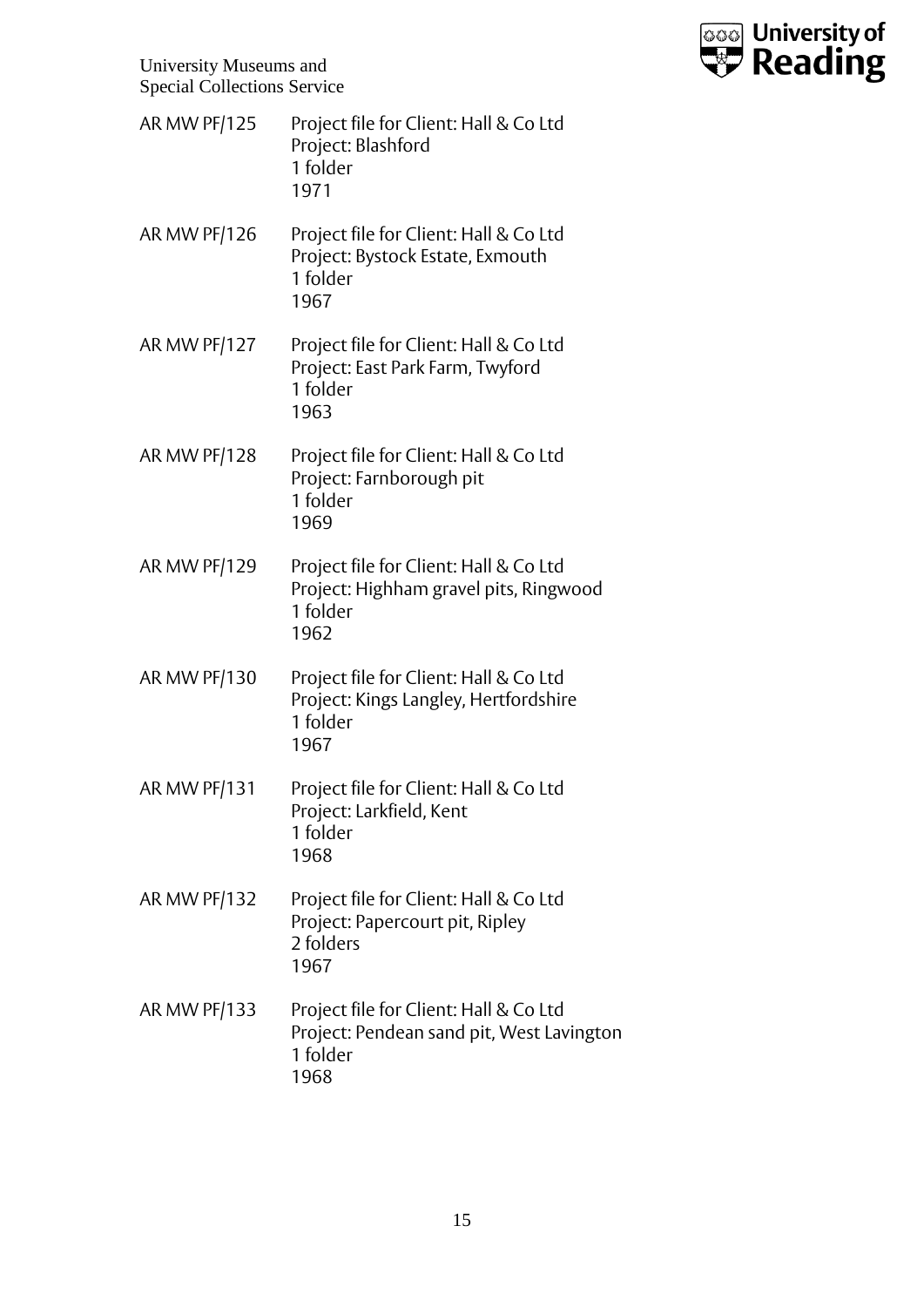AR MW PF/125 Project file for Client: Hall & Co Ltd
Project: Blashford
1 folder
1971

AR MW PF/126 Project file for Client: Hall & Co Ltd
Project: Bystock Estate, Exmouth
1 folder
1967

AR MW PF/127 Project file for Client: Hall & Co Ltd
Project: East Park Farm, Twyford
1 folder
1963

AR MW PF/128 Project file for Client: Hall & Co Ltd
Project: Farnborough pit
1 folder
1969

AR MW PF/129 Project file for Client: Hall & Co Ltd
Project: Highham gravel pits, Ringwood
1 folder
1962

AR MW PF/130 Project file for Client: Hall & Co Ltd
Project: Kings Langley, Hertfordshire
1 folder
1967

AR MW PF/131 Project file for Client: Hall & Co Ltd
Project: Larkfield, Kent
1 folder
1968

AR MW PF/132 Project file for Client: Hall & Co Ltd
Project: Papercourt pit, Ripley
2 folders
1967

AR MW PF/133 Project file for Client: Hall & Co Ltd
Project: Pendean sand pit, West Lavington
1 folder
1968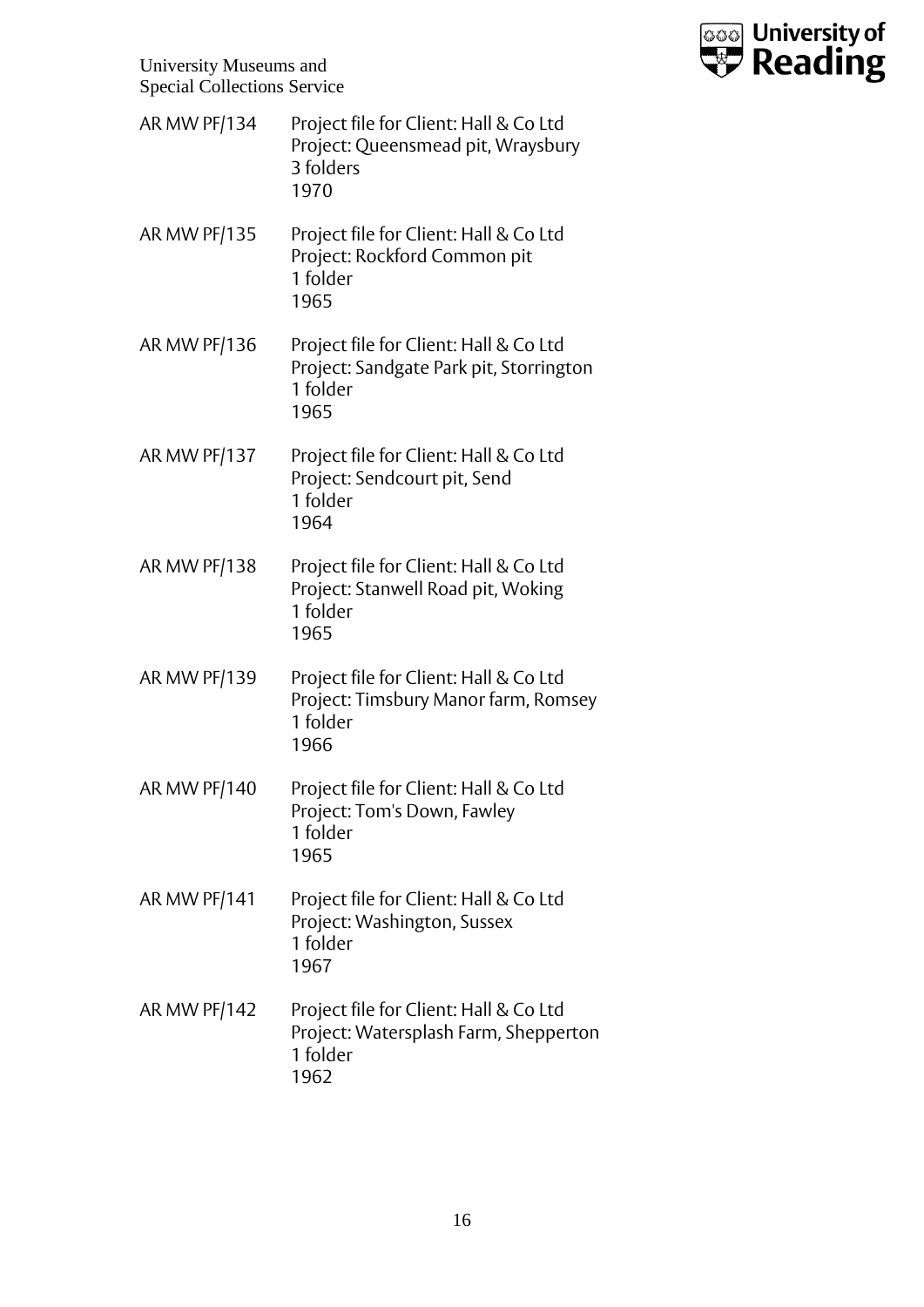| | |
|---|---|
| AR MW PF/134 | Project file for Client: Hall & Co Ltd<br>Project: Queensmead pit, Wraysbury<br>3 folders<br>1970 |
| AR MW PF/135 | Project file for Client: Hall & Co Ltd<br>Project: Rockford Common pit<br>1 folder<br>1965 |
| AR MW PF/136 | Project file for Client: Hall & Co Ltd<br>Project: Sandgate Park pit, Storrington<br>1 folder<br>1965 |
| AR MW PF/137 | Project file for Client: Hall & Co Ltd<br>Project: Sendcourt pit, Send<br>1 folder<br>1964 |
| AR MW PF/138 | Project file for Client: Hall & Co Ltd<br>Project: Stanwell Road pit, Woking<br>1 folder<br>1965 |
| AR MW PF/139 | Project file for Client: Hall & Co Ltd<br>Project: Timsbury Manor farm, Romsey<br>1 folder<br>1966 |
| AR MW PF/140 | Project file for Client: Hall & Co Ltd<br>Project: Tom's Down, Fawley<br>1 folder<br>1965 |
| AR MW PF/141 | Project file for Client: Hall & Co Ltd<br>Project: Washington, Sussex<br>1 folder<br>1967 |
| AR MW PF/142 | Project file for Client: Hall & Co Ltd<br>Project: Watersplash Farm, Shepperton<br>1 folder<br>1962 |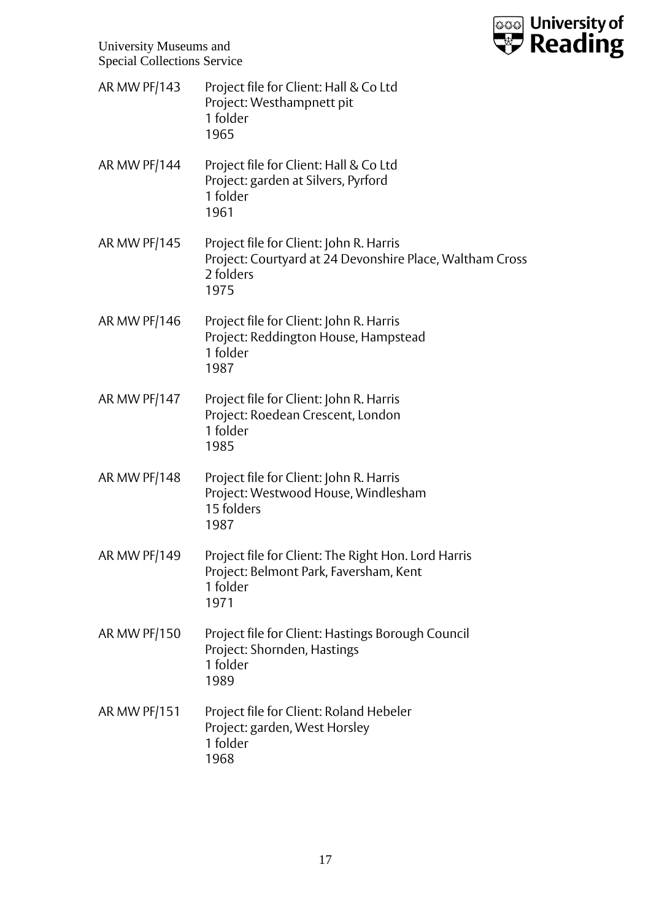AR MW PF/143 Project file for Client: Hall & Co Ltd
Project: Westhampnett pit
1 folder
1965

AR MW PF/144 Project file for Client: Hall & Co Ltd
Project: garden at Silvers, Pyrford
1 folder
1961

AR MW PF/145 Project file for Client: John R. Harris
Project: Courtyard at 24 Devonshire Place, Waltham Cross
2 folders
1975

AR MW PF/146 Project file for Client: John R. Harris
Project: Reddington House, Hampstead
1 folder
1987

AR MW PF/147 Project file for Client: John R. Harris
Project: Roedean Crescent, London
1 folder
1985

AR MW PF/148 Project file for Client: John R. Harris
Project: Westwood House, Windlesham
15 folders
1987

AR MW PF/149 Project file for Client: The Right Hon. Lord Harris
Project: Belmont Park, Faversham, Kent
1 folder
1971

AR MW PF/150 Project file for Client: Hastings Borough Council
Project: Shornden, Hastings
1 folder
1989

AR MW PF/151 Project file for Client: Roland Hebeler
Project: garden, West Horsley
1 folder
1968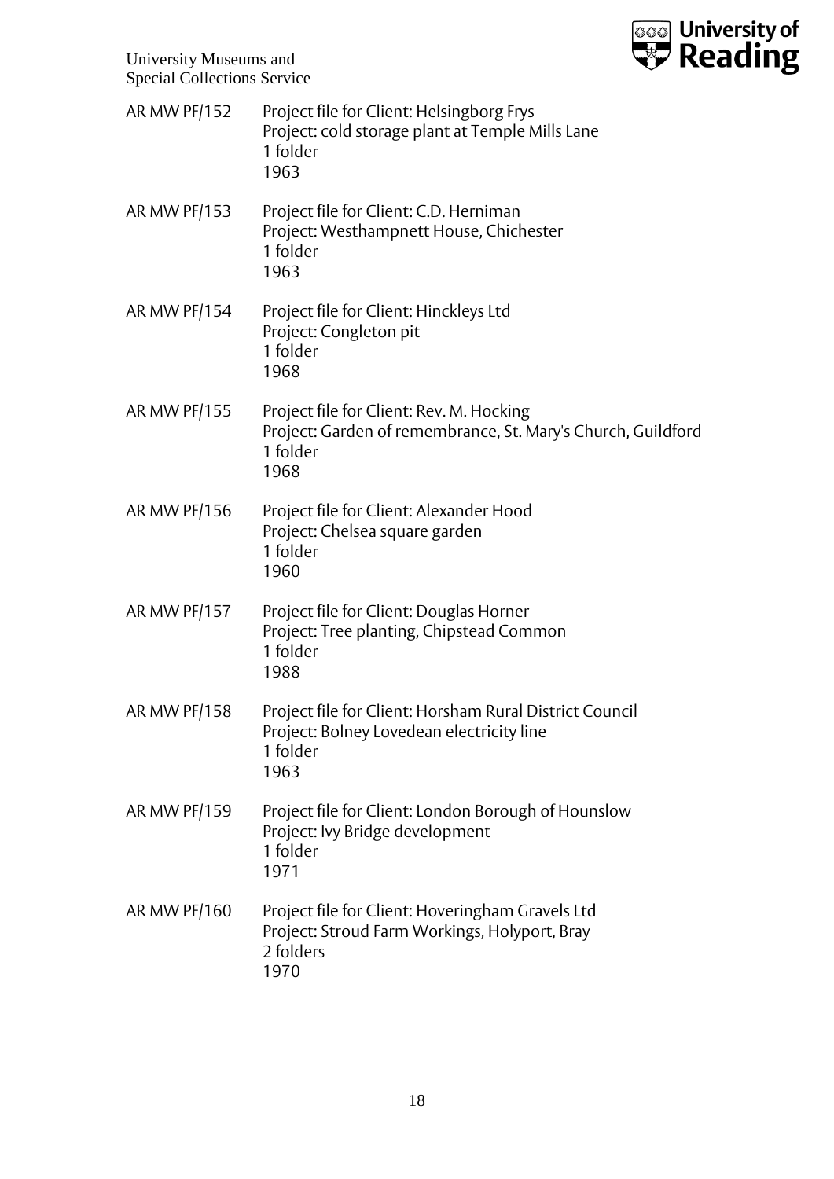AR MW PF/152 Project file for Client: Helsingborg Frys
Project: cold storage plant at Temple Mills Lane
1 folder
1963

AR MW PF/153 Project file for Client: C.D. Herniman
Project: Westhampnett House, Chichester
1 folder
1963

AR MW PF/154 Project file for Client: Hinckleys Ltd
Project: Congleton pit
1 folder
1968

AR MW PF/155 Project file for Client: Rev. M. Hocking
Project: Garden of remembrance, St. Mary's Church, Guildford
1 folder
1968

AR MW PF/156 Project file for Client: Alexander Hood
Project: Chelsea square garden
1 folder
1960

AR MW PF/157 Project file for Client: Douglas Horner
Project: Tree planting, Chipstead Common
1 folder
1988

AR MW PF/158 Project file for Client: Horsham Rural District Council
Project: Bolney Lovedean electricity line
1 folder
1963

AR MW PF/159 Project file for Client: London Borough of Hounslow
Project: Ivy Bridge development
1 folder
1971

AR MW PF/160 Project file for Client: Hoveringham Gravels Ltd
Project: Stroud Farm Workings, Holyport, Bray
2 folders
1970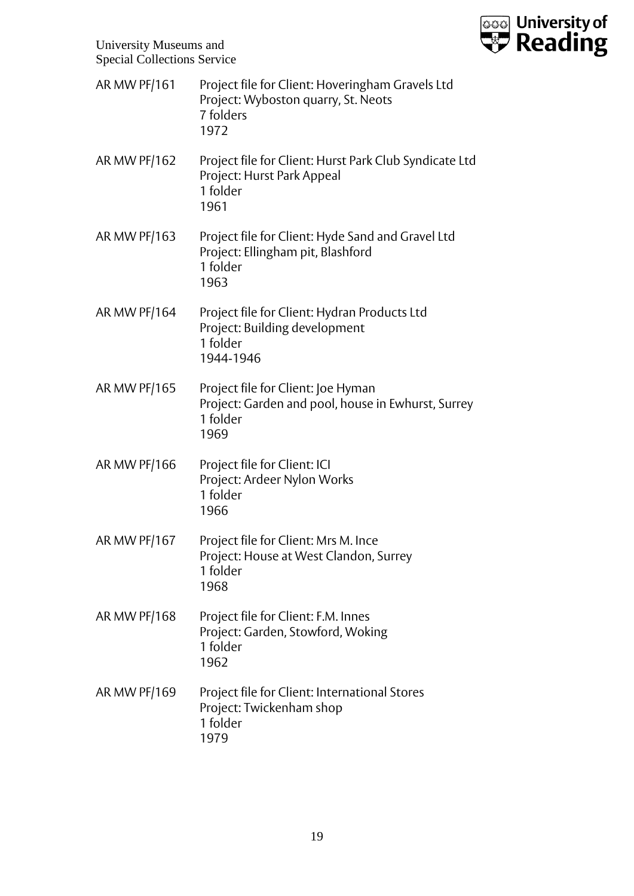AR MW PF/161 Project file for Client: Hoveringham Gravels Ltd
Project: Wyboston quarry, St. Neots
7 folders
1972

AR MW PF/162 Project file for Client: Hurst Park Club Syndicate Ltd
Project: Hurst Park Appeal
1 folder
1961

AR MW PF/163 Project file for Client: Hyde Sand and Gravel Ltd
Project: Ellingham pit, Blashford
1 folder
1963

AR MW PF/164 Project file for Client: Hydran Products Ltd
Project: Building development
1 folder
1944-1946

AR MW PF/165 Project file for Client: Joe Hyman
Project: Garden and pool, house in Ewhurst, Surrey
1 folder
1969

AR MW PF/166 Project file for Client: ICI
Project: Ardeer Nylon Works
1 folder
1966

AR MW PF/167 Project file for Client: Mrs M. Ince
Project: House at West Clandon, Surrey
1 folder
1968

AR MW PF/168 Project file for Client: F.M. Innes
Project: Garden, Stowford, Woking
1 folder
1962

AR MW PF/169 Project file for Client: International Stores
Project: Twickenham shop
1 folder
1979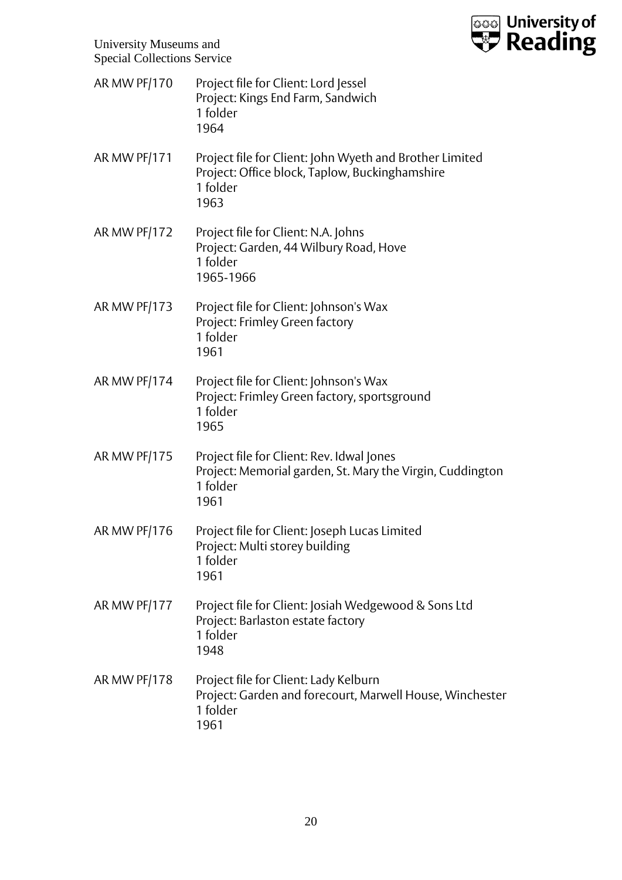AR MW PF/170 Project file for Client: Lord Jessel
Project: Kings End Farm, Sandwich
1 folder
1964

AR MW PF/171 Project file for Client: John Wyeth and Brother Limited
Project: Office block, Taplow, Buckinghamshire
1 folder
1963

AR MW PF/172 Project file for Client: N.A. Johns
Project: Garden, 44 Wilbury Road, Hove
1 folder
1965-1966

AR MW PF/173 Project file for Client: Johnson's Wax
Project: Frimley Green factory
1 folder
1961

AR MW PF/174 Project file for Client: Johnson's Wax
Project: Frimley Green factory, sportsground
1 folder
1965

AR MW PF/175 Project file for Client: Rev. Idwal Jones
Project: Memorial garden, St. Mary the Virgin, Cuddington
1 folder
1961

AR MW PF/176 Project file for Client: Joseph Lucas Limited
Project: Multi storey building
1 folder
1961

AR MW PF/177 Project file for Client: Josiah Wedgewood & Sons Ltd
Project: Barlaston estate factory
1 folder
1948

AR MW PF/178 Project file for Client: Lady Kelburn
Project: Garden and forecourt, Marwell House, Winchester
1 folder
1961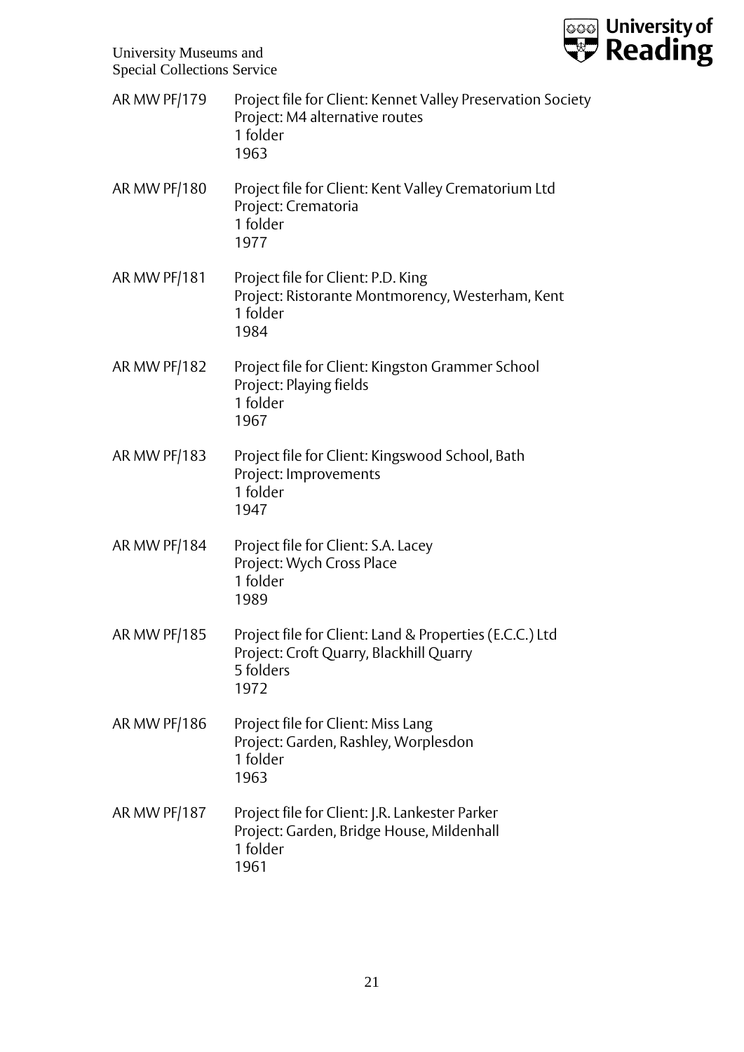AR MW PF/179 Project file for Client: Kennet Valley Preservation Society
Project: M4 alternative routes
1 folder
1963

AR MW PF/180 Project file for Client: Kent Valley Crematorium Ltd
Project: Crematoria
1 folder
1977

AR MW PF/181 Project file for Client: P.D. King
Project: Ristorante Montmorency, Westerham, Kent
1 folder
1984

AR MW PF/182 Project file for Client: Kingston Grammer School
Project: Playing fields
1 folder
1967

AR MW PF/183 Project file for Client: Kingswood School, Bath
Project: Improvements
1 folder
1947

AR MW PF/184 Project file for Client: S.A. Lacey
Project: Wych Cross Place
1 folder
1989

AR MW PF/185 Project file for Client: Land & Properties (E.C.C.) Ltd
Project: Croft Quarry, Blackhill Quarry
5 folders
1972

AR MW PF/186 Project file for Client: Miss Lang
Project: Garden, Rashley, Worplesdon
1 folder
1963

AR MW PF/187 Project file for Client: J.R. Lankester Parker
Project: Garden, Bridge House, Mildenhall
1 folder
1961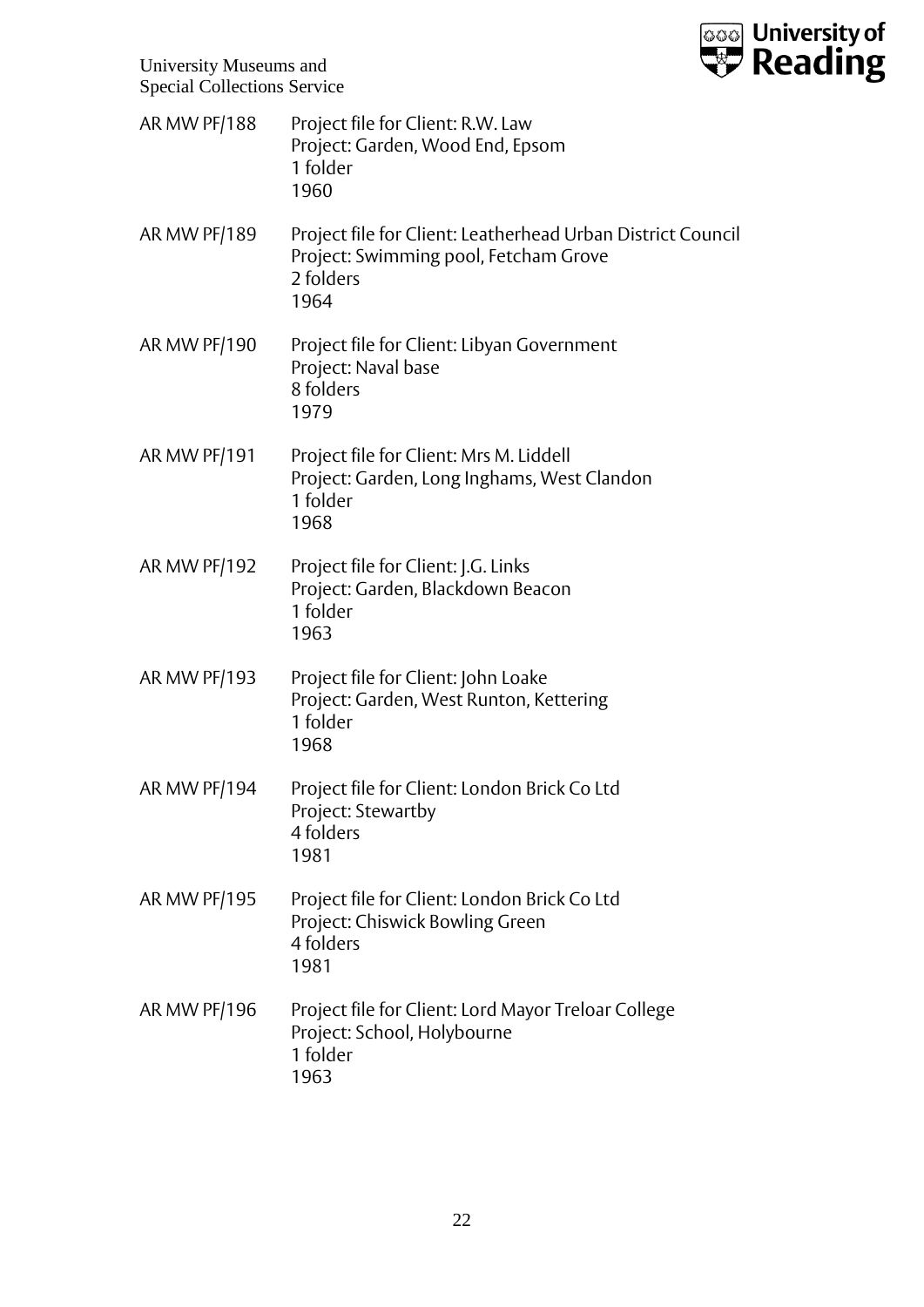AR MW PF/188 Project file for Client: R.W. Law
Project: Garden, Wood End, Epsom
1 folder
1960

AR MW PF/189 Project file for Client: Leatherhead Urban District Council
Project: Swimming pool, Fetcham Grove
2 folders
1964

AR MW PF/190 Project file for Client: Libyan Government
Project: Naval base
8 folders
1979

AR MW PF/191 Project file for Client: Mrs M. Liddell
Project: Garden, Long Inghams, West Clandon
1 folder
1968

AR MW PF/192 Project file for Client: J.G. Links
Project: Garden, Blackdown Beacon
1 folder
1963

AR MW PF/193 Project file for Client: John Loake
Project: Garden, West Runton, Kettering
1 folder
1968

AR MW PF/194 Project file for Client: London Brick Co Ltd
Project: Stewartby
4 folders
1981

AR MW PF/195 Project file for Client: London Brick Co Ltd
Project: Chiswick Bowling Green
4 folders
1981

AR MW PF/196 Project file for Client: Lord Mayor Treloar College
Project: School, Holybourne
1 folder
1963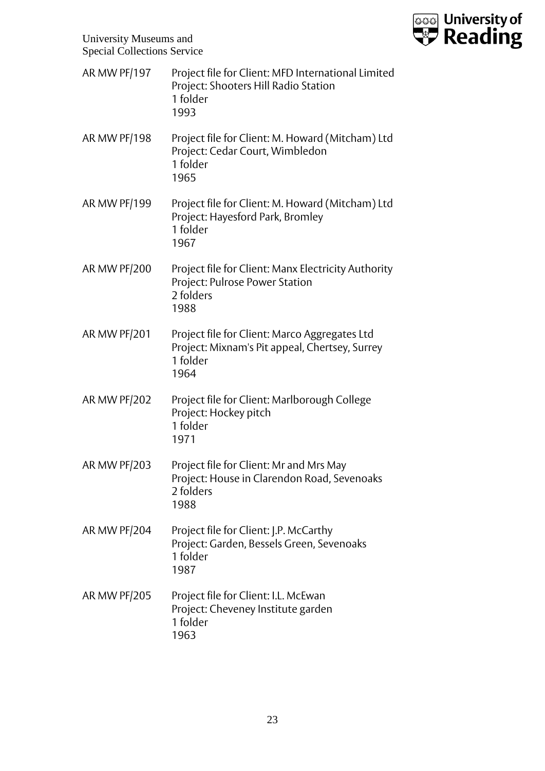AR MW PF/197 Project file for Client: MFD International Limited
Project: Shooters Hill Radio Station
1 folder
1993

AR MW PF/198 Project file for Client: M. Howard (Mitcham) Ltd
Project: Cedar Court, Wimbledon
1 folder
1965

AR MW PF/199 Project file for Client: M. Howard (Mitcham) Ltd
Project: Hayesford Park, Bromley
1 folder
1967

AR MW PF/200 Project file for Client: Manx Electricity Authority
Project: Pulrose Power Station
2 folders
1988

AR MW PF/201 Project file for Client: Marco Aggregates Ltd
Project: Mixnam's Pit appeal, Chertsey, Surrey
1 folder
1964

AR MW PF/202 Project file for Client: Marlborough College
Project: Hockey pitch
1 folder
1971

AR MW PF/203 Project file for Client: Mr and Mrs May
Project: House in Clarendon Road, Sevenoaks
2 folders
1988

AR MW PF/204 Project file for Client: J.P. McCarthy
Project: Garden, Bessels Green, Sevenoaks
1 folder
1987

AR MW PF/205 Project file for Client: I.L. McEwan
Project: Cheveney Institute garden
1 folder
1963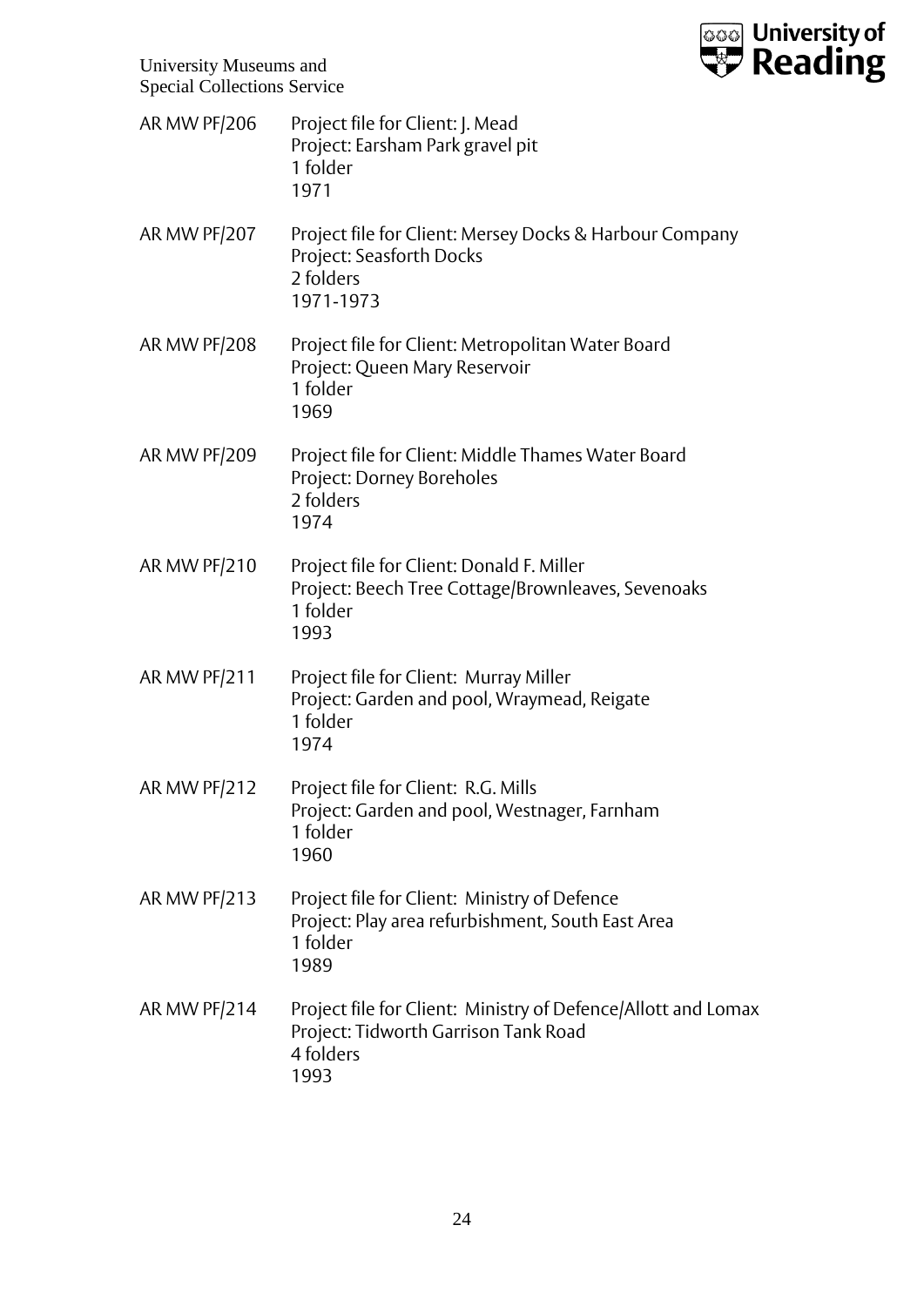| | |
|---|---|
| AR MW PF/206 | Project file for Client: J. Mead<br>Project: Earsham Park gravel pit<br>1 folder<br>1971 |
| AR MW PF/207 | Project file for Client: Mersey Docks & Harbour Company<br>Project: Seasforth Docks<br>2 folders<br>1971-1973 |
| AR MW PF/208 | Project file for Client: Metropolitan Water Board<br>Project: Queen Mary Reservoir<br>1 folder<br>1969 |
| AR MW PF/209 | Project file for Client: Middle Thames Water Board<br>Project: Dorney Boreholes<br>2 folders<br>1974 |
| AR MW PF/210 | Project file for Client: Donald F. Miller<br>Project: Beech Tree Cottage/Brownleaves, Sevenoaks<br>1 folder<br>1993 |
| AR MW PF/211 | Project file for Client: Murray Miller<br>Project: Garden and pool, Wraymead, Reigate<br>1 folder<br>1974 |
| AR MW PF/212 | Project file for Client: R.G. Mills<br>Project: Garden and pool, Westnager, Farnham<br>1 folder<br>1960 |
| AR MW PF/213 | Project file for Client: Ministry of Defence<br>Project: Play area refurbishment, South East Area<br>1 folder<br>1989 |
| AR MW PF/214 | Project file for Client: Ministry of Defence/Allott and Lomax<br>Project: Tidworth Garrison Tank Road<br>4 folders<br>1993 |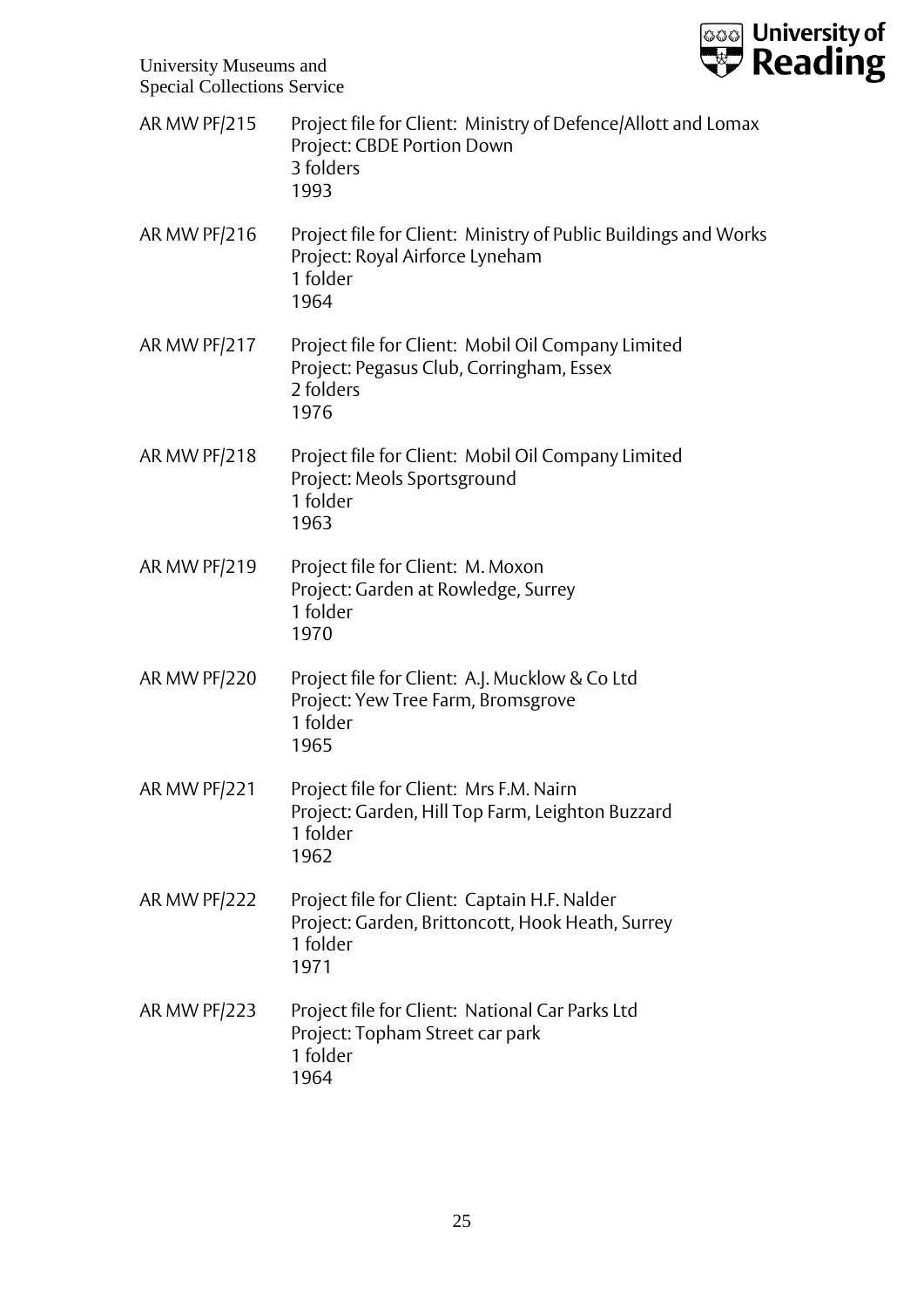AR MW PF/215 Project file for Client: Ministry of Defence/Allott and Lomax
Project: CBDE Portion Down
3 folders
1993

AR MW PF/216 Project file for Client: Ministry of Public Buildings and Works
Project: Royal Airforce Lyneham
1 folder
1964

AR MW PF/217 Project file for Client: Mobil Oil Company Limited
Project: Pegasus Club, Corringham, Essex
2 folders
1976

AR MW PF/218 Project file for Client: Mobil Oil Company Limited
Project: Meols Sportsground
1 folder
1963

AR MW PF/219 Project file for Client: M. Moxon
Project: Garden at Rowledge, Surrey
1 folder
1970

AR MW PF/220 Project file for Client: A.J. Mucklow & Co Ltd
Project: Yew Tree Farm, Bromsgrove
1 folder
1965

AR MW PF/221 Project file for Client: Mrs F.M. Nairn
Project: Garden, Hill Top Farm, Leighton Buzzard
1 folder
1962

AR MW PF/222 Project file for Client: Captain H.F. Nalder
Project: Garden, Brittoncott, Hook Heath, Surrey
1 folder
1971

AR MW PF/223 Project file for Client: National Car Parks Ltd
Project: Topham Street car park
1 folder
1964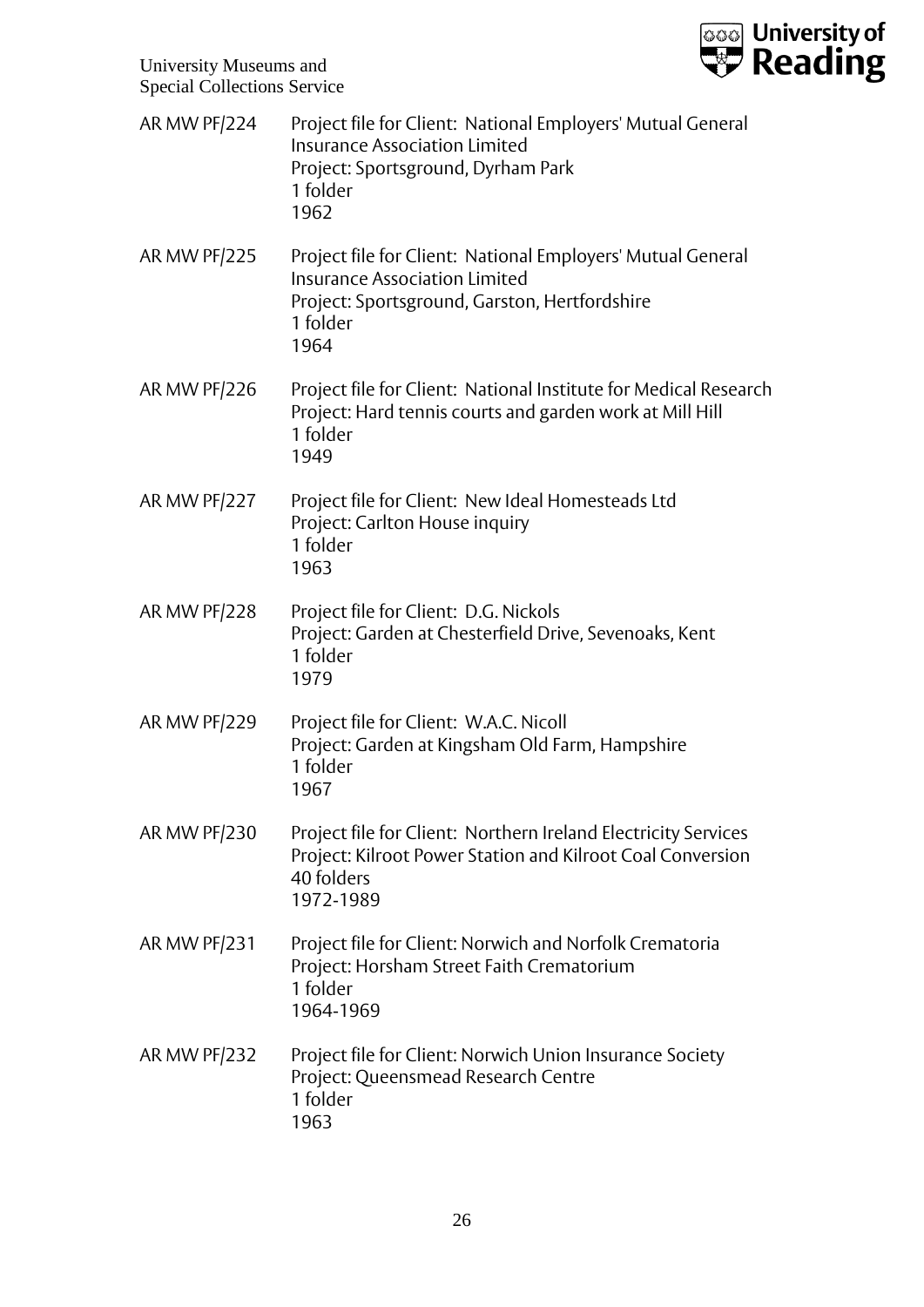AR MW PF/224	Project file for Client: National Employers' Mutual General Insurance Association Limited
Project: Sportsground, Dyrham Park
1 folder
1962

AR MW PF/225	Project file for Client: National Employers' Mutual General Insurance Association Limited
Project: Sportsground, Garston, Hertfordshire
1 folder
1964

AR MW PF/226	Project file for Client: National Institute for Medical Research
Project: Hard tennis courts and garden work at Mill Hill
1 folder
1949

AR MW PF/227	Project file for Client: New Ideal Homesteads Ltd
Project: Carlton House inquiry
1 folder
1963

AR MW PF/228	Project file for Client: D.G. Nickols
Project: Garden at Chesterfield Drive, Sevenoaks, Kent
1 folder
1979

AR MW PF/229	Project file for Client: W.A.C. Nicoll
Project: Garden at Kingsham Old Farm, Hampshire
1 folder
1967

AR MW PF/230	Project file for Client: Northern Ireland Electricity Services
Project: Kilroot Power Station and Kilroot Coal Conversion
40 folders
1972-1989

AR MW PF/231	Project file for Client: Norwich and Norfolk Crematoria
Project: Horsham Street Faith Crematorium
1 folder
1964-1969

AR MW PF/232	Project file for Client: Norwich Union Insurance Society
Project: Queensmead Research Centre
1 folder
1963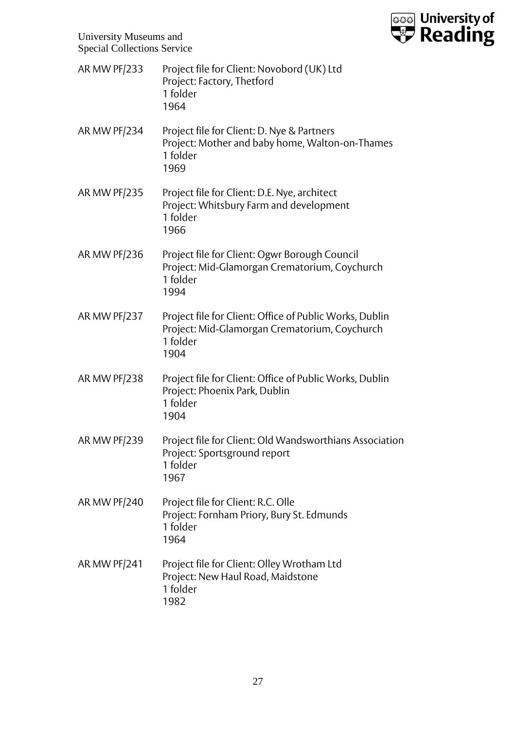| | |
|---|---|
| AR MW PF/233 | Project file for Client: Novobord (UK) Ltd<br>Project: Factory, Thetford<br>1 folder<br>1964 |
| AR MW PF/234 | Project file for Client: D. Nye & Partners<br>Project: Mother and baby home, Walton-on-Thames<br>1 folder<br>1969 |
| AR MW PF/235 | Project file for Client: D.E. Nye, architect<br>Project: Whitsbury Farm and development<br>1 folder<br>1966 |
| AR MW PF/236 | Project file for Client: Ogwr Borough Council<br>Project: Mid-Glamorgan Crematorium, Coychurch<br>1 folder<br>1994 |
| AR MW PF/237 | Project file for Client: Office of Public Works, Dublin<br>Project: Mid-Glamorgan Crematorium, Coychurch<br>1 folder<br>1904 |
| AR MW PF/238 | Project file for Client: Office of Public Works, Dublin<br>Project: Phoenix Park, Dublin<br>1 folder<br>1904 |
| AR MW PF/239 | Project file for Client: Old Wandsworthians Association<br>Project: Sportsground report<br>1 folder<br>1967 |
| AR MW PF/240 | Project file for Client: R.C. Olle<br>Project: Fornham Priory, Bury St. Edmunds<br>1 folder<br>1964 |
| AR MW PF/241 | Project file for Client: Olley Wrotham Ltd<br>Project: New Haul Road, Maidstone<br>1 folder<br>1982 |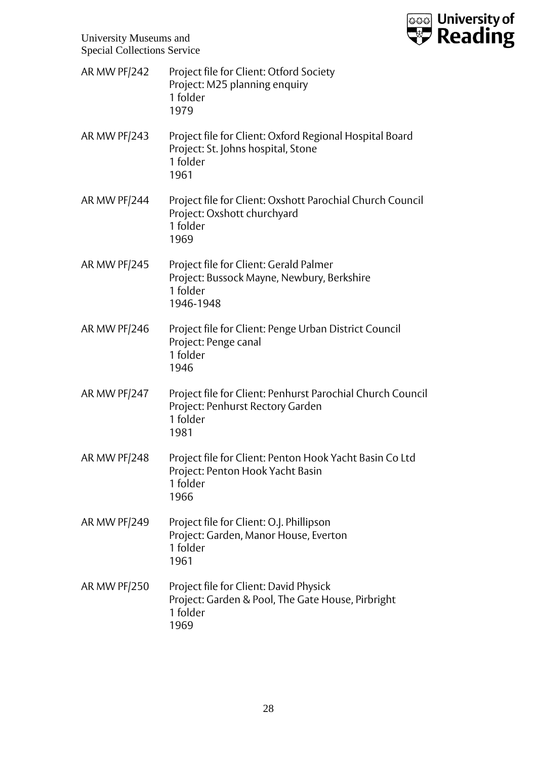AR MW PF/242 Project file for Client: Otford Society
Project: M25 planning enquiry
1 folder
1979

AR MW PF/243 Project file for Client: Oxford Regional Hospital Board
Project: St. Johns hospital, Stone
1 folder
1961

AR MW PF/244 Project file for Client: Oxshott Parochial Church Council
Project: Oxshott churchyard
1 folder
1969

AR MW PF/245 Project file for Client: Gerald Palmer
Project: Bussock Mayne, Newbury, Berkshire
1 folder
1946-1948

AR MW PF/246 Project file for Client: Penge Urban District Council
Project: Penge canal
1 folder
1946

AR MW PF/247 Project file for Client: Penhurst Parochial Church Council
Project: Penhurst Rectory Garden
1 folder
1981

AR MW PF/248 Project file for Client: Penton Hook Yacht Basin Co Ltd
Project: Penton Hook Yacht Basin
1 folder
1966

AR MW PF/249 Project file for Client: O.J. Phillipson
Project: Garden, Manor House, Everton
1 folder
1961

AR MW PF/250 Project file for Client: David Physick
Project: Garden & Pool, The Gate House, Pirbright
1 folder
1969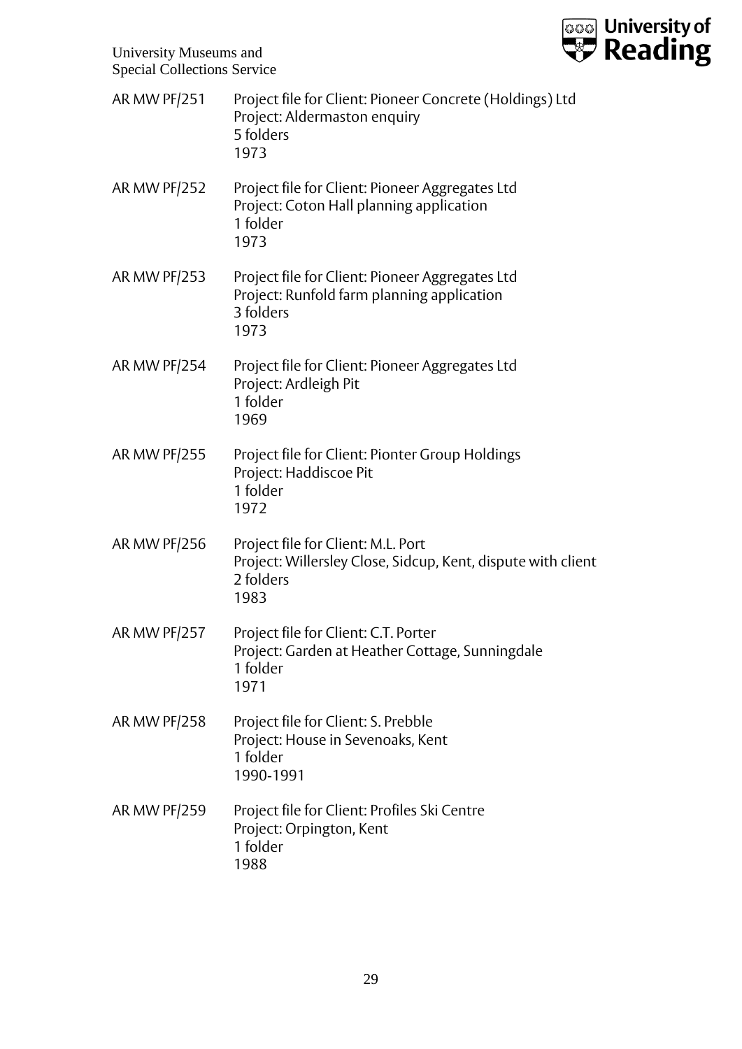AR MW PF/251 Project file for Client: Pioneer Concrete (Holdings) Ltd
Project: Aldermaston enquiry
5 folders
1973

AR MW PF/252 Project file for Client: Pioneer Aggregates Ltd
Project: Coton Hall planning application
1 folder
1973

AR MW PF/253 Project file for Client: Pioneer Aggregates Ltd
Project: Runfold farm planning application
3 folders
1973

AR MW PF/254 Project file for Client: Pioneer Aggregates Ltd
Project: Ardleigh Pit
1 folder
1969

AR MW PF/255 Project file for Client: Pionter Group Holdings
Project: Haddiscoe Pit
1 folder
1972

AR MW PF/256 Project file for Client: M.L. Port
Project: Willersley Close, Sidcup, Kent, dispute with client
2 folders
1983

AR MW PF/257 Project file for Client: C.T. Porter
Project: Garden at Heather Cottage, Sunningdale
1 folder
1971

AR MW PF/258 Project file for Client: S. Prebble
Project: House in Sevenoaks, Kent
1 folder
1990-1991

AR MW PF/259 Project file for Client: Profiles Ski Centre
Project: Orpington, Kent
1 folder
1988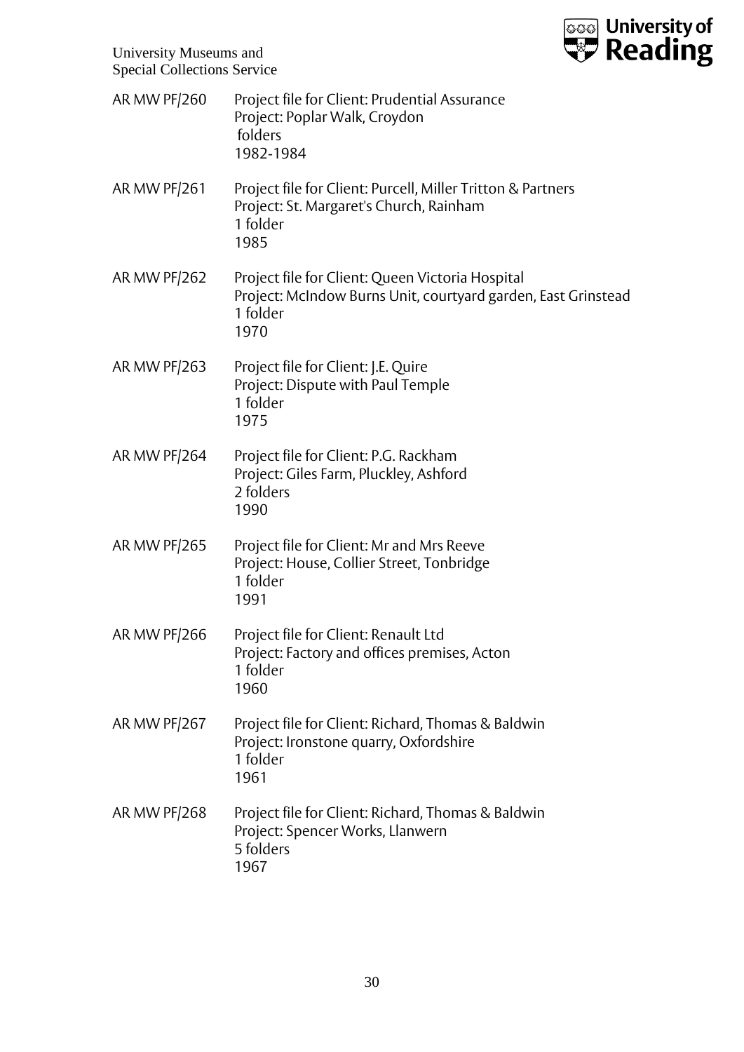AR MW PF/260 Project file for Client: Prudential Assurance
Project: Poplar Walk, Croydon
folders
1982-1984

AR MW PF/261 Project file for Client: Purcell, Miller Tritton & Partners
Project: St. Margaret's Church, Rainham
1 folder
1985

AR MW PF/262 Project file for Client: Queen Victoria Hospital
Project: McIndow Burns Unit, courtyard garden, East Grinstead
1 folder
1970

AR MW PF/263 Project file for Client: J.E. Quire
Project: Dispute with Paul Temple
1 folder
1975

AR MW PF/264 Project file for Client: P.G. Rackham
Project: Giles Farm, Pluckley, Ashford
2 folders
1990

AR MW PF/265 Project file for Client: Mr and Mrs Reeve
Project: House, Collier Street, Tonbridge
1 folder
1991

AR MW PF/266 Project file for Client: Renault Ltd
Project: Factory and offices premises, Acton
1 folder
1960

AR MW PF/267 Project file for Client: Richard, Thomas & Baldwin
Project: Ironstone quarry, Oxfordshire
1 folder
1961

AR MW PF/268 Project file for Client: Richard, Thomas & Baldwin
Project: Spencer Works, Llanwern
5 folders
1967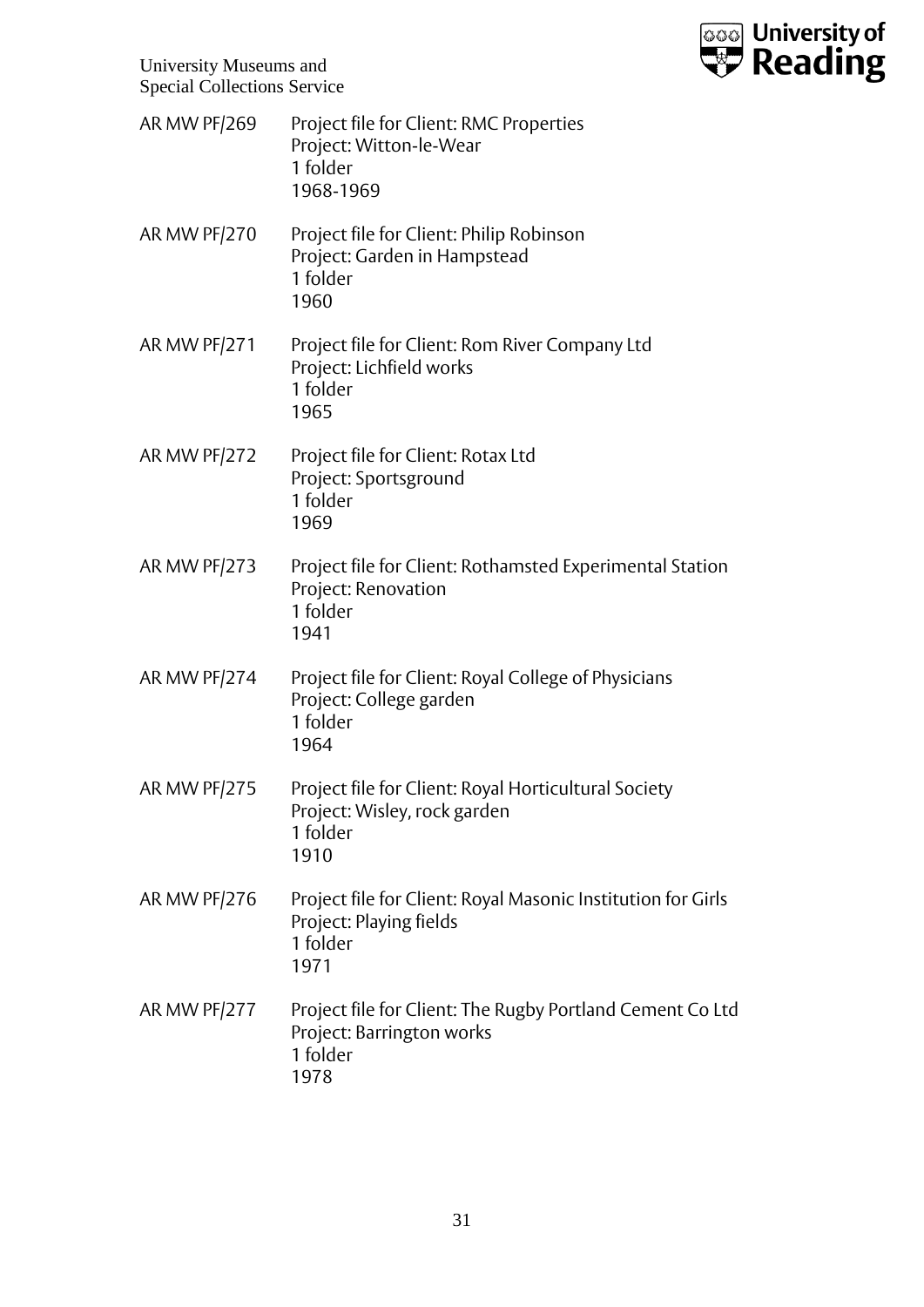AR MW PF/269 Project file for Client: RMC Properties
Project: Witton-le-Wear
1 folder
1968-1969

AR MW PF/270 Project file for Client: Philip Robinson
Project: Garden in Hampstead
1 folder
1960

AR MW PF/271 Project file for Client: Rom River Company Ltd
Project: Lichfield works
1 folder
1965

AR MW PF/272 Project file for Client: Rotax Ltd
Project: Sportsground
1 folder
1969

AR MW PF/273 Project file for Client: Rothamsted Experimental Station
Project: Renovation
1 folder
1941

AR MW PF/274 Project file for Client: Royal College of Physicians
Project: College garden
1 folder
1964

AR MW PF/275 Project file for Client: Royal Horticultural Society
Project: Wisley, rock garden
1 folder
1910

AR MW PF/276 Project file for Client: Royal Masonic Institution for Girls
Project: Playing fields
1 folder
1971

AR MW PF/277 Project file for Client: The Rugby Portland Cement Co Ltd
Project: Barrington works
1 folder
1978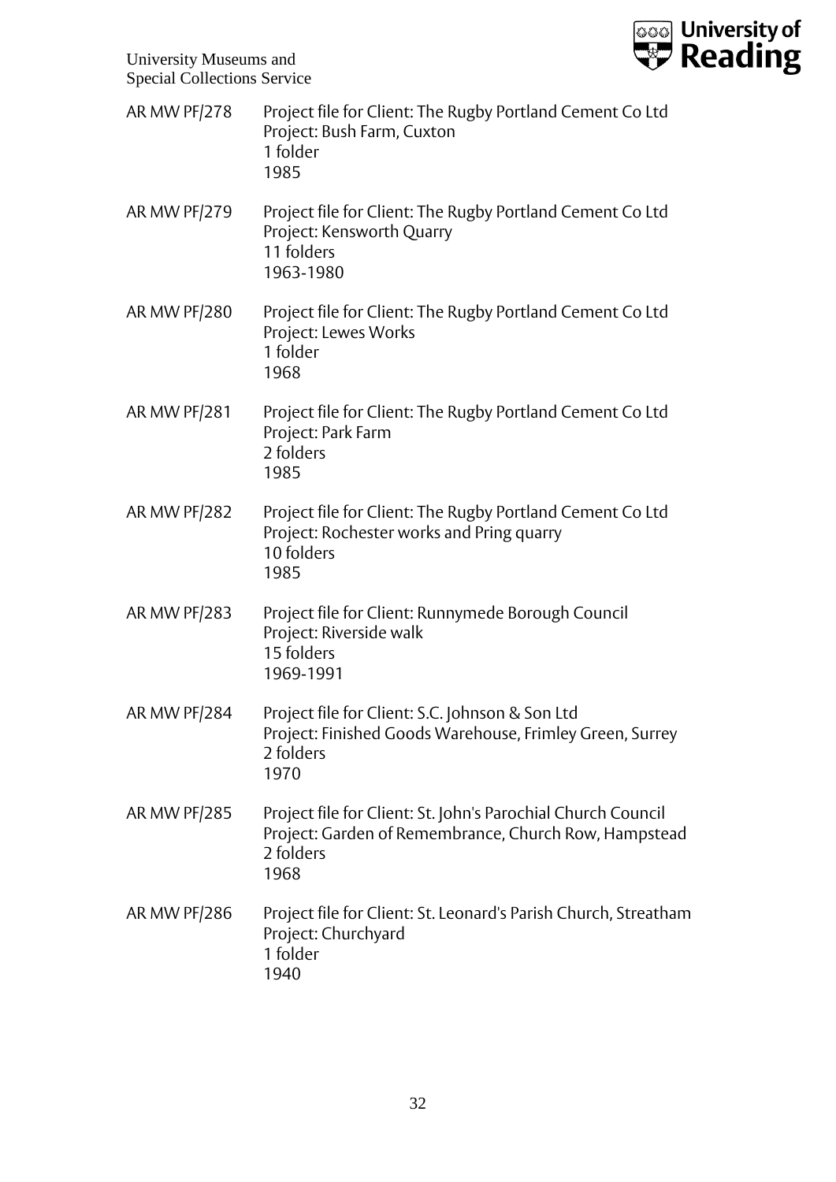AR MW PF/278 Project file for Client: The Rugby Portland Cement Co Ltd
Project: Bush Farm, Cuxton
1 folder
1985

AR MW PF/279 Project file for Client: The Rugby Portland Cement Co Ltd
Project: Kensworth Quarry
11 folders
1963-1980

AR MW PF/280 Project file for Client: The Rugby Portland Cement Co Ltd
Project: Lewes Works
1 folder
1968

AR MW PF/281 Project file for Client: The Rugby Portland Cement Co Ltd
Project: Park Farm
2 folders
1985

AR MW PF/282 Project file for Client: The Rugby Portland Cement Co Ltd
Project: Rochester works and Pring quarry
10 folders
1985

AR MW PF/283 Project file for Client: Runnymede Borough Council
Project: Riverside walk
15 folders
1969-1991

AR MW PF/284 Project file for Client: S.C. Johnson & Son Ltd
Project: Finished Goods Warehouse, Frimley Green, Surrey
2 folders
1970

AR MW PF/285 Project file for Client: St. John's Parochial Church Council
Project: Garden of Remembrance, Church Row, Hampstead
2 folders
1968

AR MW PF/286 Project file for Client: St. Leonard's Parish Church, Streatham
Project: Churchyard
1 folder
1940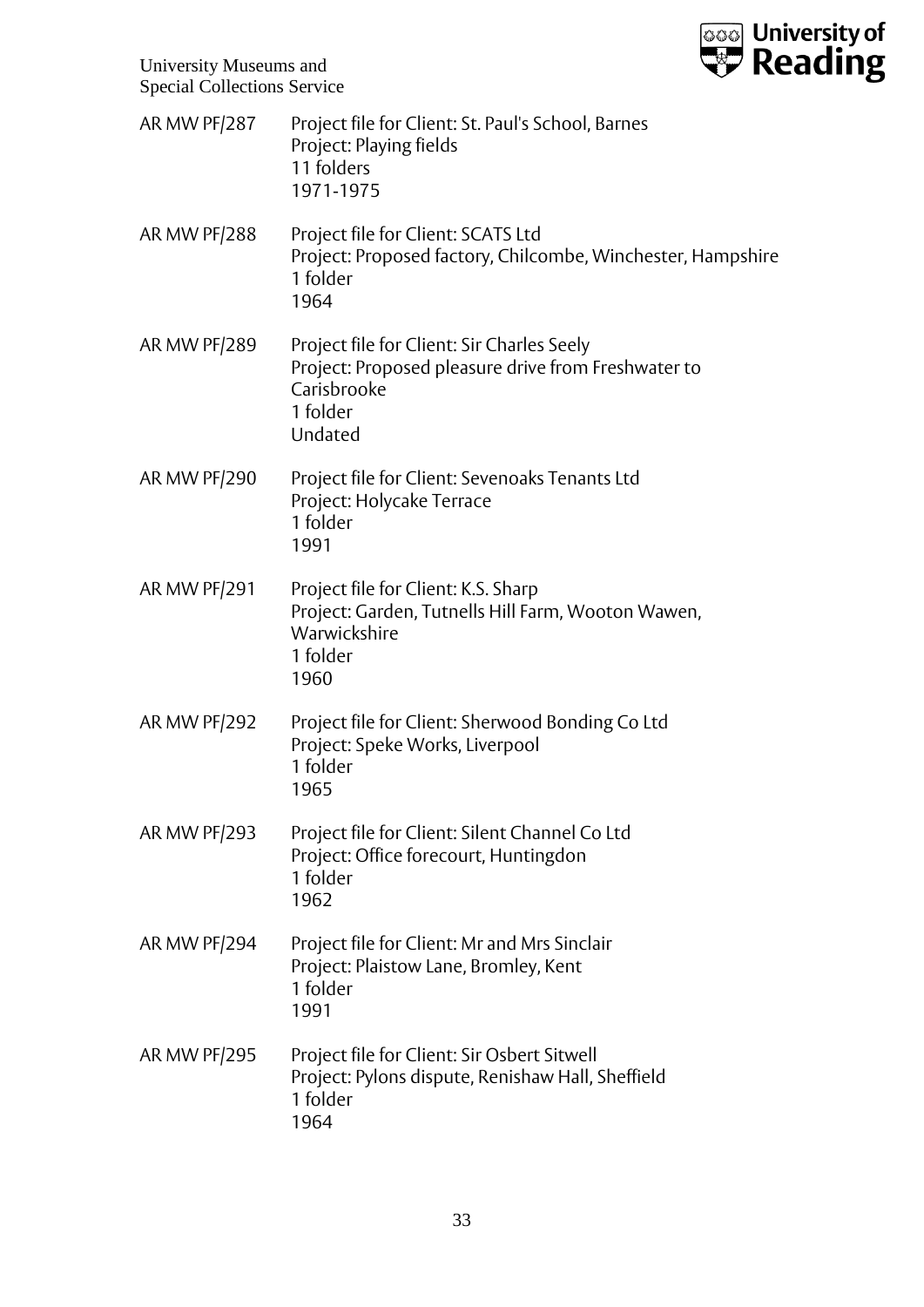AR MW PF/287 Project file for Client: St. Paul's School, Barnes
Project: Playing fields
11 folders
1971-1975

AR MW PF/288 Project file for Client: SCATS Ltd
Project: Proposed factory, Chilcombe, Winchester, Hampshire
1 folder
1964

AR MW PF/289 Project file for Client: Sir Charles Seely
Project: Proposed pleasure drive from Freshwater to Carisbrooke
1 folder
Undated

AR MW PF/290 Project file for Client: Sevenoaks Tenants Ltd
Project: Holycake Terrace
1 folder
1991

AR MW PF/291 Project file for Client: K.S. Sharp
Project: Garden, Tutnells Hill Farm, Wooton Wawen, Warwickshire
1 folder
1960

AR MW PF/292 Project file for Client: Sherwood Bonding Co Ltd
Project: Speke Works, Liverpool
1 folder
1965

AR MW PF/293 Project file for Client: Silent Channel Co Ltd
Project: Office forecourt, Huntingdon
1 folder
1962

AR MW PF/294 Project file for Client: Mr and Mrs Sinclair
Project: Plaistow Lane, Bromley, Kent
1 folder
1991

AR MW PF/295 Project file for Client: Sir Osbert Sitwell
Project: Pylons dispute, Renishaw Hall, Sheffield
1 folder
1964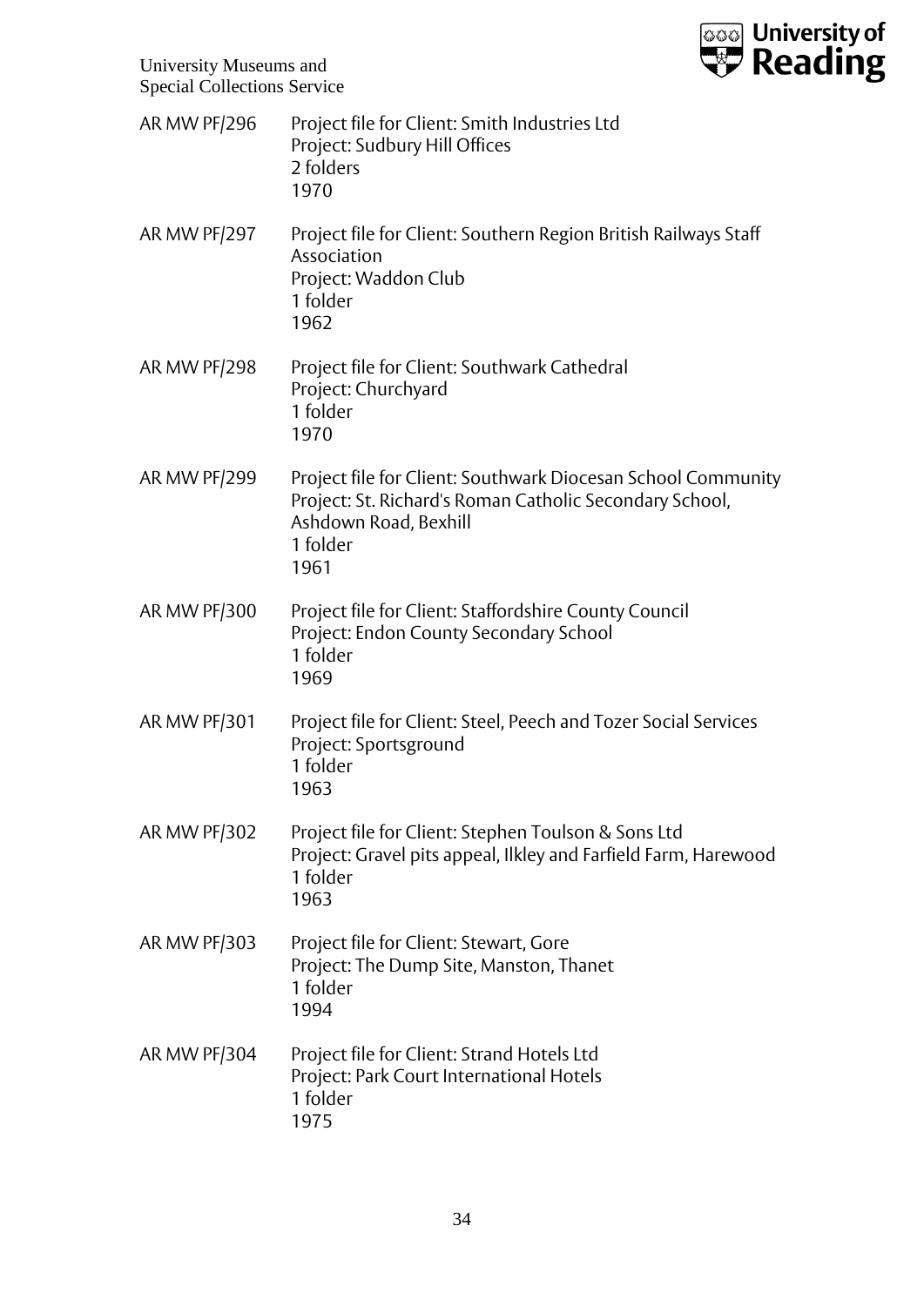AR MW PF/296 Project file for Client: Smith Industries Ltd
Project: Sudbury Hill Offices
2 folders
1970

AR MW PF/297 Project file for Client: Southern Region British Railways Staff Association
Project: Waddon Club
1 folder
1962

AR MW PF/298 Project file for Client: Southwark Cathedral
Project: Churchyard
1 folder
1970

AR MW PF/299 Project file for Client: Southwark Diocesan School Community
Project: St. Richard's Roman Catholic Secondary School, Ashdown Road, Bexhill
1 folder
1961

AR MW PF/300 Project file for Client: Staffordshire County Council
Project: Endon County Secondary School
1 folder
1969

AR MW PF/301 Project file for Client: Steel, Peech and Tozer Social Services
Project: Sportsground
1 folder
1963

AR MW PF/302 Project file for Client: Stephen Toulson & Sons Ltd
Project: Gravel pits appeal, Ilkley and Farfield Farm, Harewood
1 folder
1963

AR MW PF/303 Project file for Client: Stewart, Gore
Project: The Dump Site, Manston, Thanet
1 folder
1994

AR MW PF/304 Project file for Client: Strand Hotels Ltd
Project: Park Court International Hotels
1 folder
1975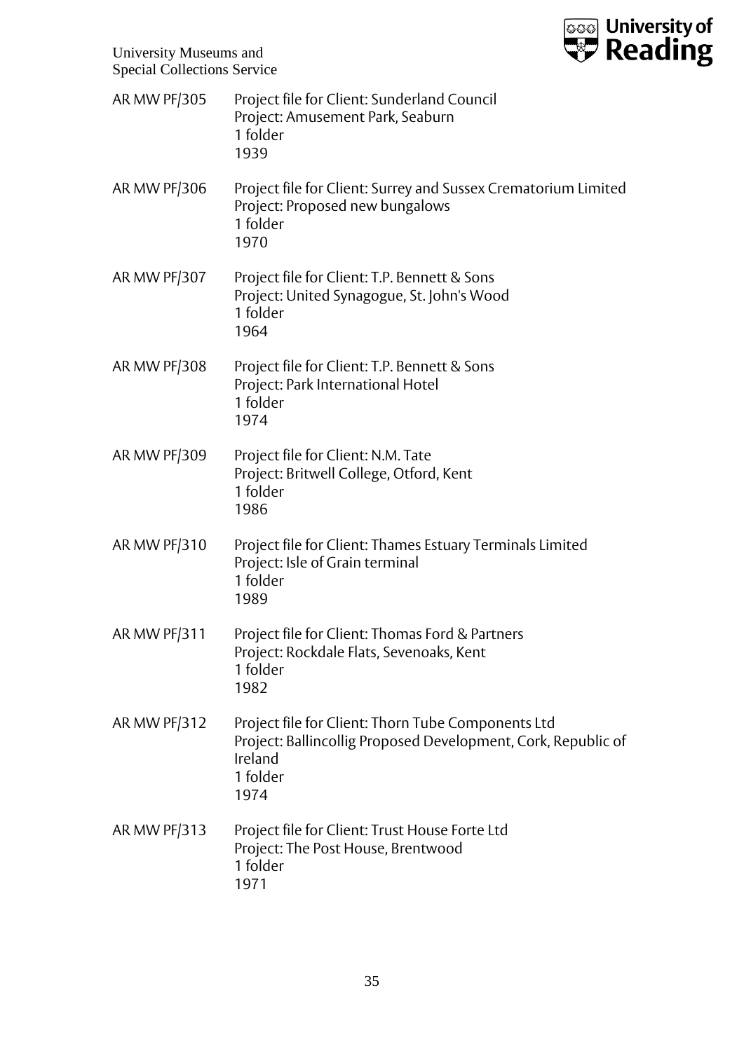| | |
|---|---|
| AR MW PF/305 | Project file for Client: Sunderland Council<br>Project: Amusement Park, Seaburn<br>1 folder<br>1939 |
| AR MW PF/306 | Project file for Client: Surrey and Sussex Crematorium Limited<br>Project: Proposed new bungalows<br>1 folder<br>1970 |
| AR MW PF/307 | Project file for Client: T.P. Bennett & Sons<br>Project: United Synagogue, St. John's Wood<br>1 folder<br>1964 |
| AR MW PF/308 | Project file for Client: T.P. Bennett & Sons<br>Project: Park International Hotel<br>1 folder<br>1974 |
| AR MW PF/309 | Project file for Client: N.M. Tate<br>Project: Britwell College, Otford, Kent<br>1 folder<br>1986 |
| AR MW PF/310 | Project file for Client: Thames Estuary Terminals Limited<br>Project: Isle of Grain terminal<br>1 folder<br>1989 |
| AR MW PF/311 | Project file for Client: Thomas Ford & Partners<br>Project: Rockdale Flats, Sevenoaks, Kent<br>1 folder<br>1982 |
| AR MW PF/312 | Project file for Client: Thorn Tube Components Ltd<br>Project: Ballincollig Proposed Development, Cork, Republic of Ireland<br>1 folder<br>1974 |
| AR MW PF/313 | Project file for Client: Trust House Forte Ltd<br>Project: The Post House, Brentwood<br>1 folder<br>1971 |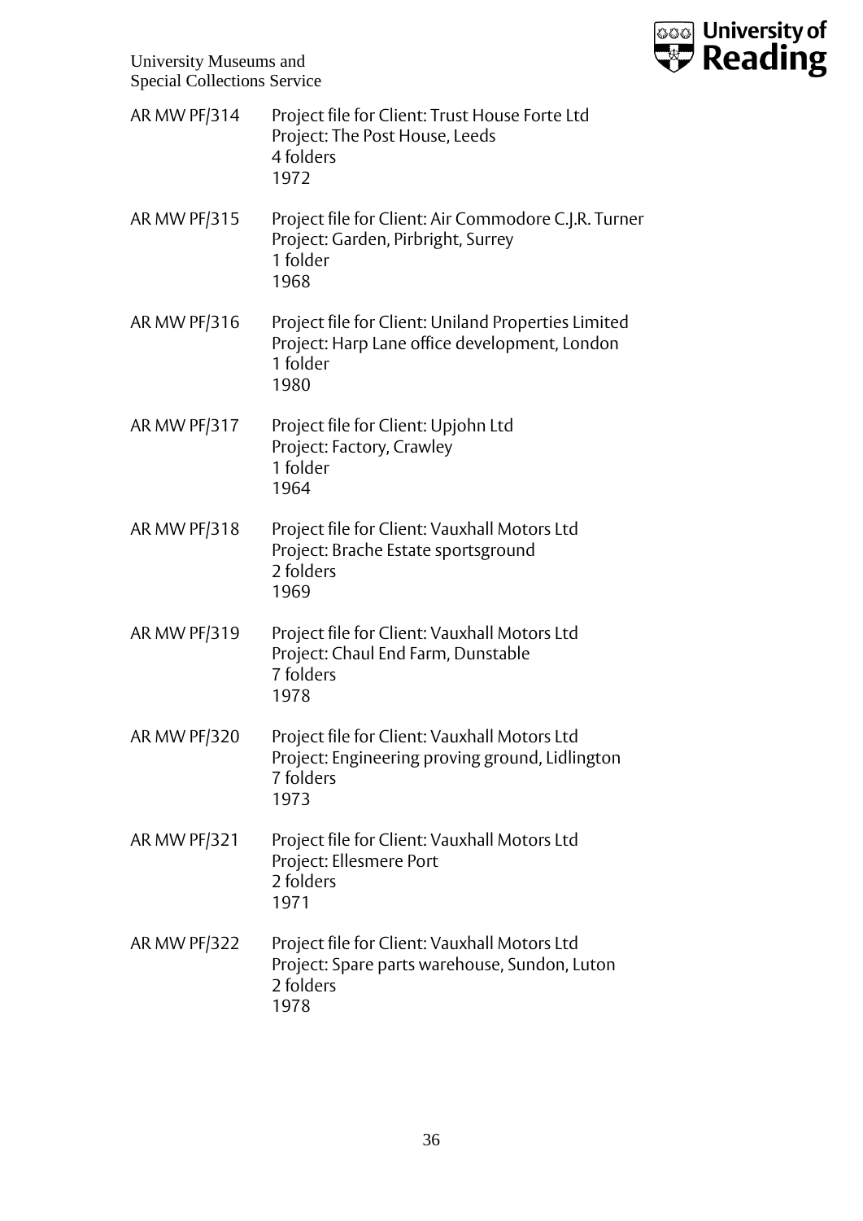AR MW PF/314 Project file for Client: Trust House Forte Ltd
Project: The Post House, Leeds
4 folders
1972

AR MW PF/315 Project file for Client: Air Commodore C.J.R. Turner
Project: Garden, Pirbright, Surrey
1 folder
1968

AR MW PF/316 Project file for Client: Uniland Properties Limited
Project: Harp Lane office development, London
1 folder
1980

AR MW PF/317 Project file for Client: Upjohn Ltd
Project: Factory, Crawley
1 folder
1964

AR MW PF/318 Project file for Client: Vauxhall Motors Ltd
Project: Brache Estate sportsground
2 folders
1969

AR MW PF/319 Project file for Client: Vauxhall Motors Ltd
Project: Chaul End Farm, Dunstable
7 folders
1978

AR MW PF/320 Project file for Client: Vauxhall Motors Ltd
Project: Engineering proving ground, Lidlington
7 folders
1973

AR MW PF/321 Project file for Client: Vauxhall Motors Ltd
Project: Ellesmere Port
2 folders
1971

AR MW PF/322 Project file for Client: Vauxhall Motors Ltd
Project: Spare parts warehouse, Sundon, Luton
2 folders
1978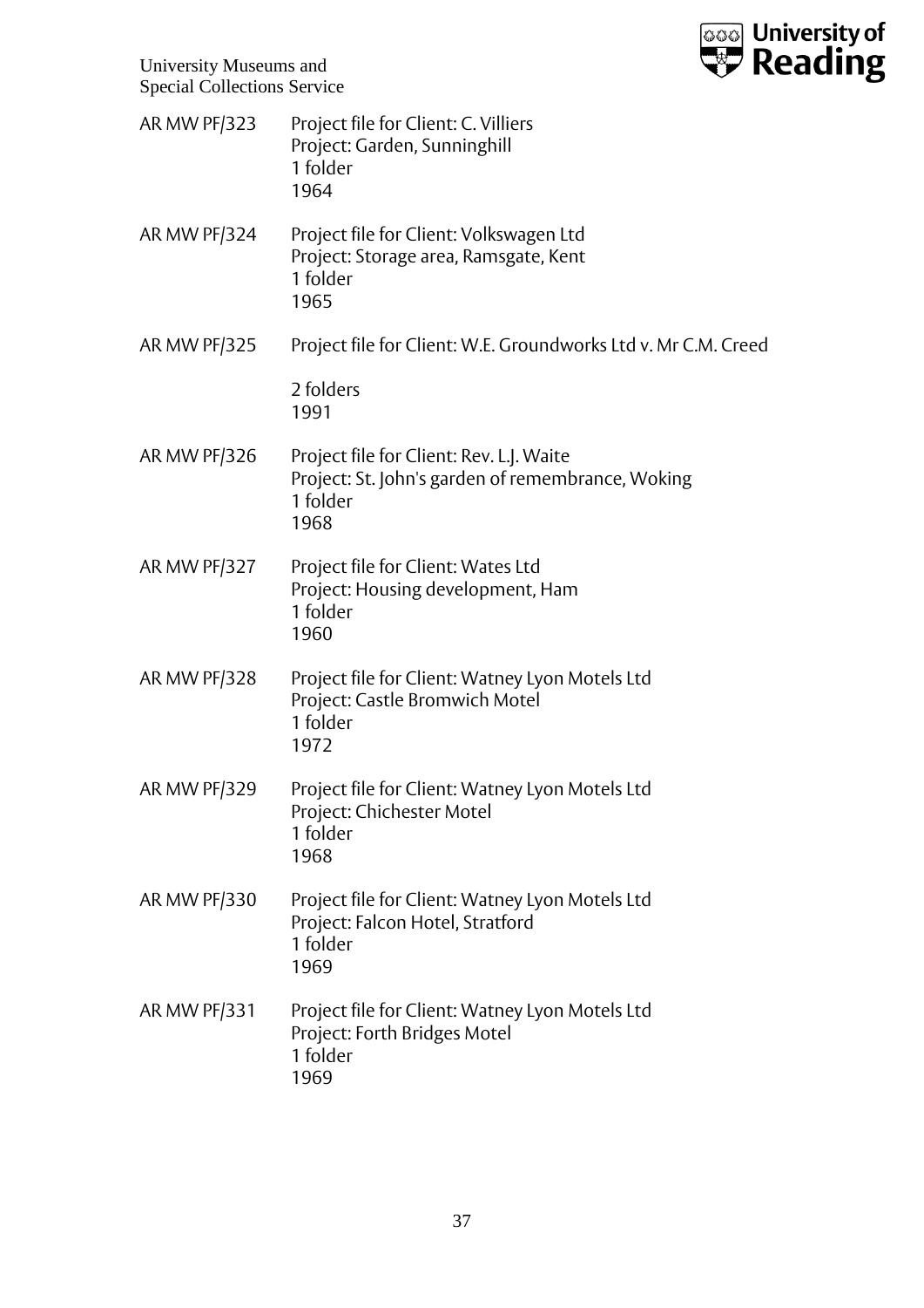| | |
|---|---|
| AR MW PF/323 | Project file for Client: C. Villiers<br>Project: Garden, Sunninghill<br>1 folder<br>1964 |
| AR MW PF/324 | Project file for Client: Volkswagen Ltd<br>Project: Storage area, Ramsgate, Kent<br>1 folder<br>1965 |
| AR MW PF/325 | Project file for Client: W.E. Groundworks Ltd v. Mr C.M. Creed<br><br>2 folders<br>1991 |
| AR MW PF/326 | Project file for Client: Rev. L.J. Waite<br>Project: St. John's garden of remembrance, Woking<br>1 folder<br>1968 |
| AR MW PF/327 | Project file for Client: Wates Ltd<br>Project: Housing development, Ham<br>1 folder<br>1960 |
| AR MW PF/328 | Project file for Client: Watney Lyon Motels Ltd<br>Project: Castle Bromwich Motel<br>1 folder<br>1972 |
| AR MW PF/329 | Project file for Client: Watney Lyon Motels Ltd<br>Project: Chichester Motel<br>1 folder<br>1968 |
| AR MW PF/330 | Project file for Client: Watney Lyon Motels Ltd<br>Project: Falcon Hotel, Stratford<br>1 folder<br>1969 |
| AR MW PF/331 | Project file for Client: Watney Lyon Motels Ltd<br>Project: Forth Bridges Motel<br>1 folder<br>1969 |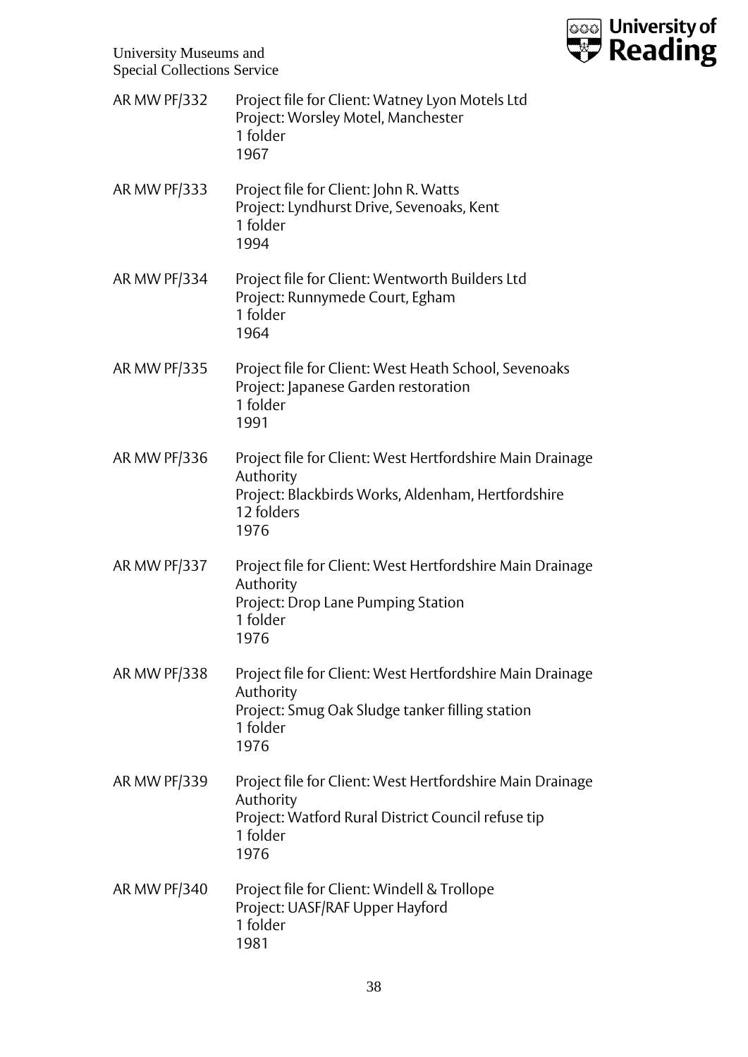AR MW PF/332 Project file for Client: Watney Lyon Motels Ltd
Project: Worsley Motel, Manchester
1 folder
1967

AR MW PF/333 Project file for Client: John R. Watts
Project: Lyndhurst Drive, Sevenoaks, Kent
1 folder
1994

AR MW PF/334 Project file for Client: Wentworth Builders Ltd
Project: Runnymede Court, Egham
1 folder
1964

AR MW PF/335 Project file for Client: West Heath School, Sevenoaks
Project: Japanese Garden restoration
1 folder
1991

AR MW PF/336 Project file for Client: West Hertfordshire Main Drainage Authority
Project: Blackbirds Works, Aldenham, Hertfordshire
12 folders
1976

AR MW PF/337 Project file for Client: West Hertfordshire Main Drainage Authority
Project: Drop Lane Pumping Station
1 folder
1976

AR MW PF/338 Project file for Client: West Hertfordshire Main Drainage Authority
Project: Smug Oak Sludge tanker filling station
1 folder
1976

AR MW PF/339 Project file for Client: West Hertfordshire Main Drainage Authority
Project: Watford Rural District Council refuse tip
1 folder
1976

AR MW PF/340 Project file for Client: Windell & Trollope
Project: UASF/RAF Upper Hayford
1 folder
1981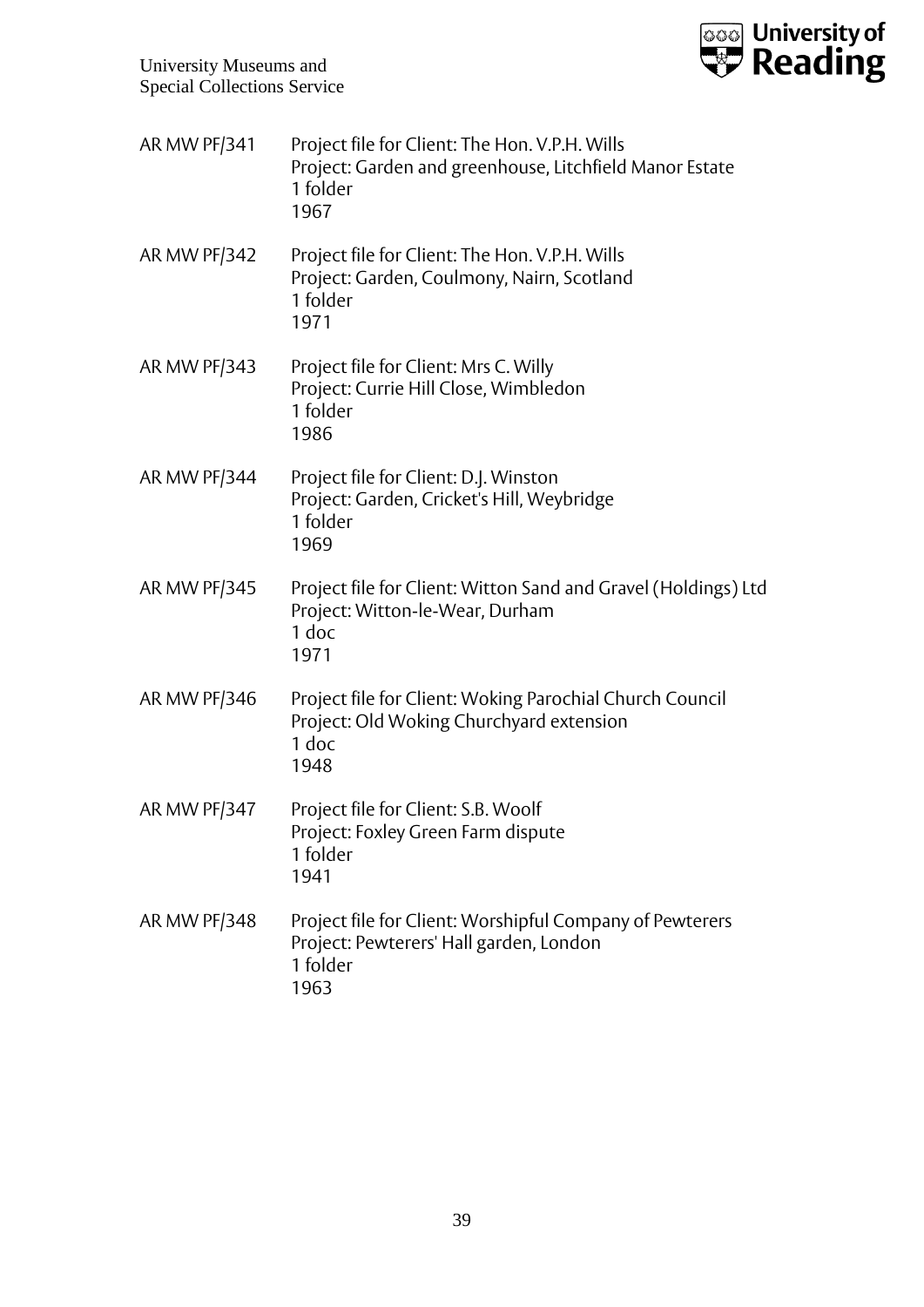AR MW PF/341 Project file for Client: The Hon. V.P.H. Wills
Project: Garden and greenhouse, Litchfield Manor Estate
1 folder
1967

AR MW PF/342 Project file for Client: The Hon. V.P.H. Wills
Project: Garden, Coulmony, Nairn, Scotland
1 folder
1971

AR MW PF/343 Project file for Client: Mrs C. Willy
Project: Currie Hill Close, Wimbledon
1 folder
1986

AR MW PF/344 Project file for Client: D.J. Winston
Project: Garden, Cricket's Hill, Weybridge
1 folder
1969

AR MW PF/345 Project file for Client: Witton Sand and Gravel (Holdings) Ltd
Project: Witton-le-Wear, Durham
1 doc
1971

AR MW PF/346 Project file for Client: Woking Parochial Church Council
Project: Old Woking Churchyard extension
1 doc
1948

AR MW PF/347 Project file for Client: S.B. Woolf
Project: Foxley Green Farm dispute
1 folder
1941

AR MW PF/348 Project file for Client: Worshipful Company of Pewterers
Project: Pewterers' Hall garden, London
1 folder
1963